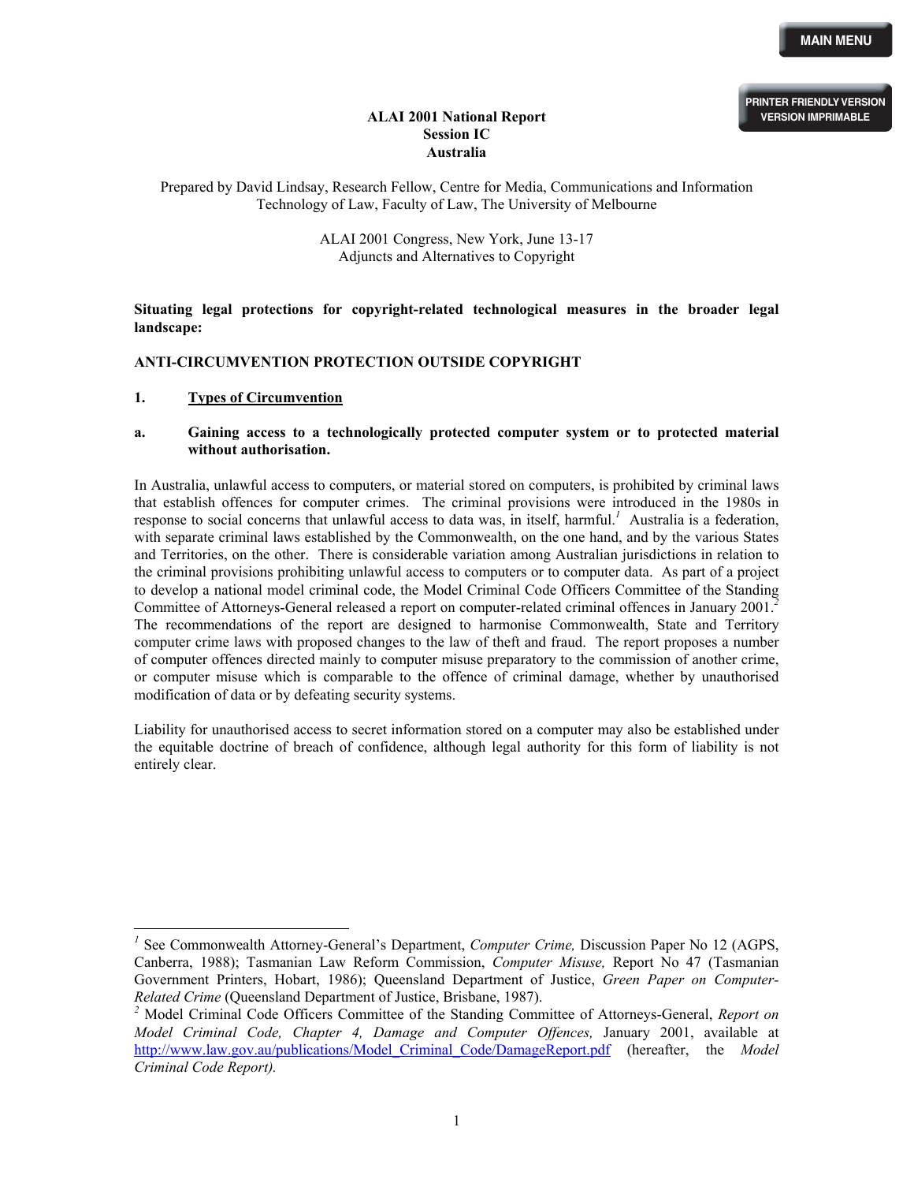**ALAI 2001 National Report**
**Session IC**
**Australia**

Prepared by David Lindsay, Research Fellow, Centre for Media, Communications and Information Technology of Law, Faculty of Law, The University of Melbourne

ALAI 2001 Congress, New York, June 13-17
Adjuncts and Alternatives to Copyright

**Situating legal protections for copyright-related technological measures in the broader legal landscape:**

**ANTI-CIRCUMVENTION PROTECTION OUTSIDE COPYRIGHT**

## 1. Types of Circumvention

### a. Gaining access to a technologically protected computer system or to protected material without authorisation.

In Australia, unlawful access to computers, or material stored on computers, is prohibited by criminal laws that establish offences for computer crimes. The criminal provisions were introduced in the 1980s in response to social concerns that unlawful access to data was, in itself, harmful.[1] Australia is a federation, with separate criminal laws established by the Commonwealth, on the one hand, and by the various States and Territories, on the other. There is considerable variation among Australian jurisdictions in relation to the criminal provisions prohibiting unlawful access to computers or to computer data. As part of a project to develop a national model criminal code, the Model Criminal Code Officers Committee of the Standing Committee of Attorneys-General released a report on computer-related criminal offences in January 2001.[2] The recommendations of the report are designed to harmonise Commonwealth, State and Territory computer crime laws with proposed changes to the law of theft and fraud. The report proposes a number of computer offences directed mainly to computer misuse preparatory to the commission of another crime, or computer misuse which is comparable to the offence of criminal damage, whether by unauthorised modification of data or by defeating security systems.

Liability for unauthorised access to secret information stored on a computer may also be established under the equitable doctrine of breach of confidence, although legal authority for this form of liability is not entirely clear.

---

[1] See Commonwealth Attorney-General's Department, *Computer Crime,* Discussion Paper No 12 (AGPS, Canberra, 1988); Tasmanian Law Reform Commission, *Computer Misuse,* Report No 47 (Tasmanian Government Printers, Hobart, 1986); Queensland Department of Justice, *Green Paper on Computer-Related Crime* (Queensland Department of Justice, Brisbane, 1987).

[2] Model Criminal Code Officers Committee of the Standing Committee of Attorneys-General, *Report on Model Criminal Code, Chapter 4, Damage and Computer Offences,* January 2001, available at http://www.law.gov.au/publications/Model_Criminal_Code/DamageReport.pdf (hereafter, the *Model Criminal Code Report).*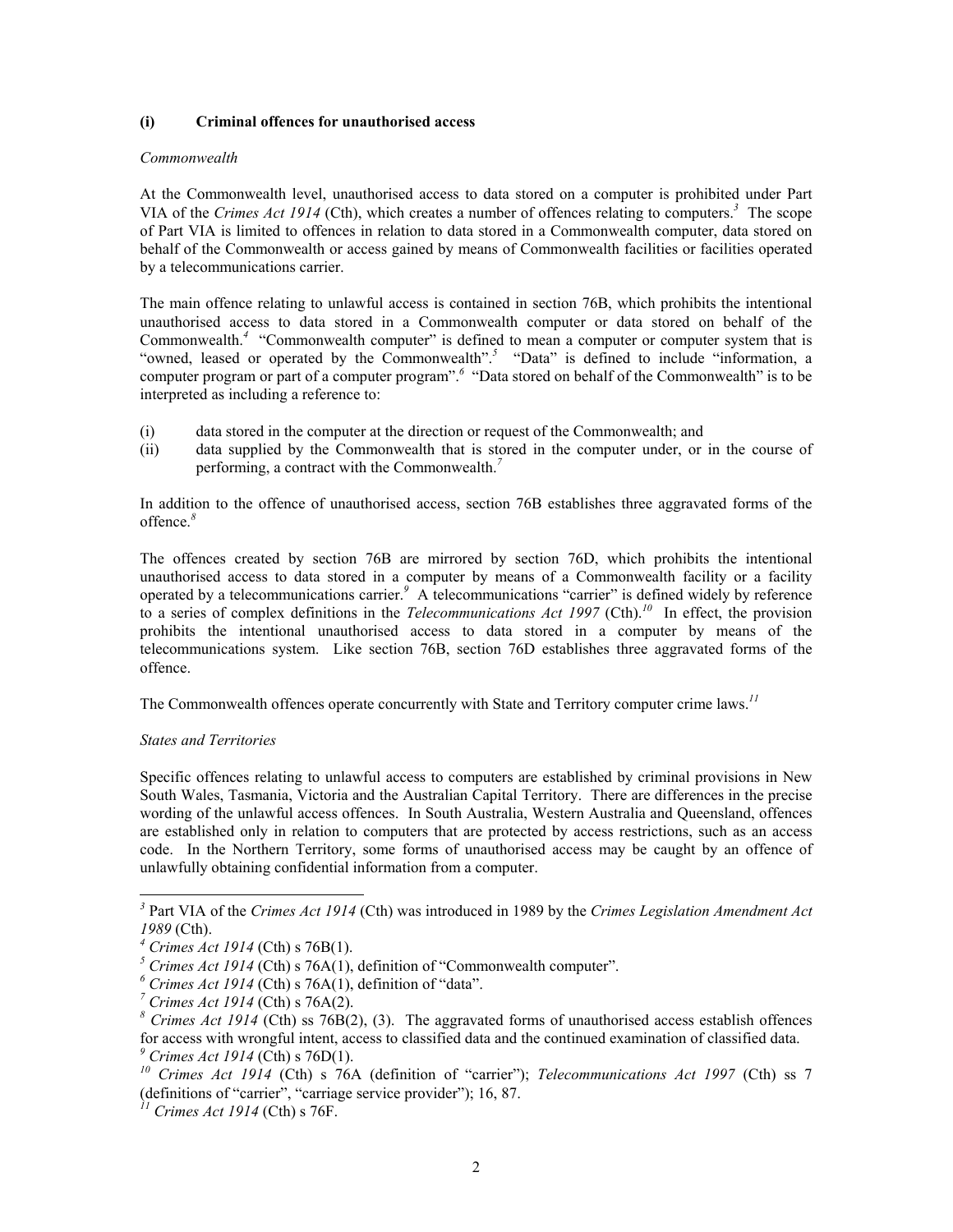### (i) Criminal offences for unauthorised access

*Commonwealth*

At the Commonwealth level, unauthorised access to data stored on a computer is prohibited under Part VIA of the *Crimes Act 1914* (Cth), which creates a number of offences relating to computers.[3] The scope of Part VIA is limited to offences in relation to data stored in a Commonwealth computer, data stored on behalf of the Commonwealth or access gained by means of Commonwealth facilities or facilities operated by a telecommunications carrier.

The main offence relating to unlawful access is contained in section 76B, which prohibits the intentional unauthorised access to data stored in a Commonwealth computer or data stored on behalf of the Commonwealth.[4] "Commonwealth computer" is defined to mean a computer or computer system that is "owned, leased or operated by the Commonwealth".[5] "Data" is defined to include "information, a computer program or part of a computer program".[6] "Data stored on behalf of the Commonwealth" is to be interpreted as including a reference to:

(i) data stored in the computer at the direction or request of the Commonwealth; and
(ii) data supplied by the Commonwealth that is stored in the computer under, or in the course of performing, a contract with the Commonwealth.[7]

In addition to the offence of unauthorised access, section 76B establishes three aggravated forms of the offence.[8]

The offences created by section 76B are mirrored by section 76D, which prohibits the intentional unauthorised access to data stored in a computer by means of a Commonwealth facility or a facility operated by a telecommunications carrier.[9] A telecommunications "carrier" is defined widely by reference to a series of complex definitions in the *Telecommunications Act 1997* (Cth).[10] In effect, the provision prohibits the intentional unauthorised access to data stored in a computer by means of the telecommunications system. Like section 76B, section 76D establishes three aggravated forms of the offence.

The Commonwealth offences operate concurrently with State and Territory computer crime laws.[11]

*States and Territories*

Specific offences relating to unlawful access to computers are established by criminal provisions in New South Wales, Tasmania, Victoria and the Australian Capital Territory. There are differences in the precise wording of the unlawful access offences. In South Australia, Western Australia and Queensland, offences are established only in relation to computers that are protected by access restrictions, such as an access code. In the Northern Territory, some forms of unauthorised access may be caught by an offence of unlawfully obtaining confidential information from a computer.

---

[3] Part VIA of the *Crimes Act 1914* (Cth) was introduced in 1989 by the *Crimes Legislation Amendment Act 1989* (Cth).

[4] *Crimes Act 1914* (Cth) s 76B(1).

[5] *Crimes Act 1914* (Cth) s 76A(1), definition of "Commonwealth computer".

[6] *Crimes Act 1914* (Cth) s 76A(1), definition of "data".

[7] *Crimes Act 1914* (Cth) s 76A(2).

[8] *Crimes Act 1914* (Cth) ss 76B(2), (3). The aggravated forms of unauthorised access establish offences for access with wrongful intent, access to classified data and the continued examination of classified data.

[9] *Crimes Act 1914* (Cth) s 76D(1).

[10] *Crimes Act 1914* (Cth) s 76A (definition of "carrier"); *Telecommunications Act 1997* (Cth) ss 7 (definitions of "carrier", "carriage service provider"); 16, 87.

[11] *Crimes Act 1914* (Cth) s 76F.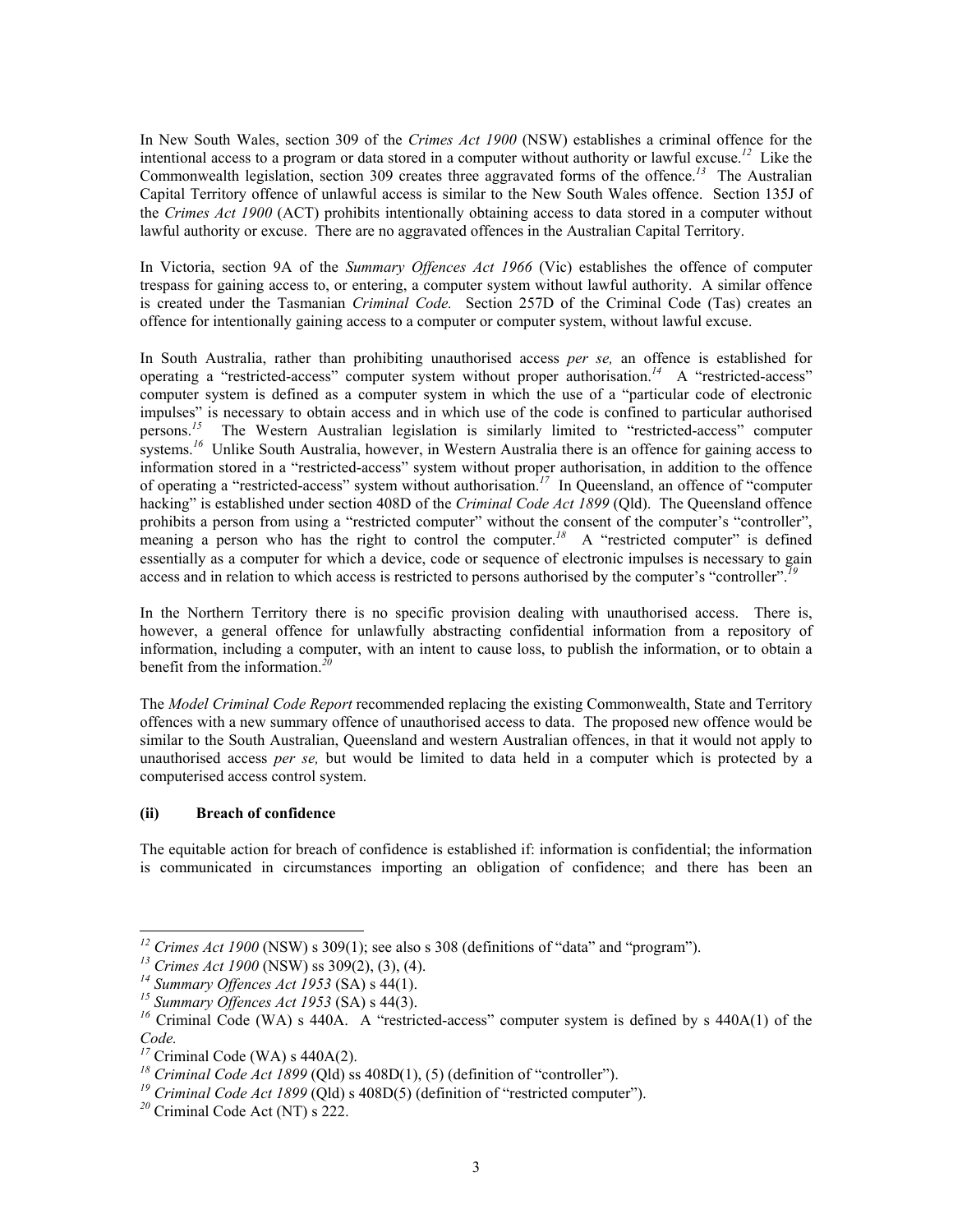In New South Wales, section 309 of the *Crimes Act 1900* (NSW) establishes a criminal offence for the intentional access to a program or data stored in a computer without authority or lawful excuse.[12] Like the Commonwealth legislation, section 309 creates three aggravated forms of the offence.[13] The Australian Capital Territory offence of unlawful access is similar to the New South Wales offence. Section 135J of the *Crimes Act 1900* (ACT) prohibits intentionally obtaining access to data stored in a computer without lawful authority or excuse. There are no aggravated offences in the Australian Capital Territory.

In Victoria, section 9A of the *Summary Offences Act 1966* (Vic) establishes the offence of computer trespass for gaining access to, or entering, a computer system without lawful authority. A similar offence is created under the Tasmanian *Criminal Code.* Section 257D of the Criminal Code (Tas) creates an offence for intentionally gaining access to a computer or computer system, without lawful excuse.

In South Australia, rather than prohibiting unauthorised access *per se,* an offence is established for operating a "restricted-access" computer system without proper authorisation.[14] A "restricted-access" computer system is defined as a computer system in which the use of a "particular code of electronic impulses" is necessary to obtain access and in which use of the code is confined to particular authorised persons.[15] The Western Australian legislation is similarly limited to "restricted-access" computer systems.[16] Unlike South Australia, however, in Western Australia there is an offence for gaining access to information stored in a "restricted-access" system without proper authorisation, in addition to the offence of operating a "restricted-access" system without authorisation.[17] In Queensland, an offence of "computer hacking" is established under section 408D of the *Criminal Code Act 1899* (Qld). The Queensland offence prohibits a person from using a "restricted computer" without the consent of the computer's "controller", meaning a person who has the right to control the computer.[18] A "restricted computer" is defined essentially as a computer for which a device, code or sequence of electronic impulses is necessary to gain access and in relation to which access is restricted to persons authorised by the computer's "controller".[19]

In the Northern Territory there is no specific provision dealing with unauthorised access. There is, however, a general offence for unlawfully abstracting confidential information from a repository of information, including a computer, with an intent to cause loss, to publish the information, or to obtain a benefit from the information.[20]

The *Model Criminal Code Report* recommended replacing the existing Commonwealth, State and Territory offences with a new summary offence of unauthorised access to data. The proposed new offence would be similar to the South Australian, Queensland and western Australian offences, in that it would not apply to unauthorised access *per se,* but would be limited to data held in a computer which is protected by a computerised access control system.

#### (ii) Breach of confidence

The equitable action for breach of confidence is established if: information is confidential; the information is communicated in circumstances importing an obligation of confidence; and there has been an

---

[12] *Crimes Act 1900* (NSW) s 309(1); see also s 308 (definitions of "data" and "program").

[13] *Crimes Act 1900* (NSW) ss 309(2), (3), (4).

[14] *Summary Offences Act 1953* (SA) s 44(1).

[15] *Summary Offences Act 1953* (SA) s 44(3).

[16] Criminal Code (WA) s 440A. A "restricted-access" computer system is defined by s 440A(1) of the *Code.*

[17] Criminal Code (WA) s 440A(2).

[18] *Criminal Code Act 1899* (Qld) ss 408D(1), (5) (definition of "controller").

[19] *Criminal Code Act 1899* (Qld) s 408D(5) (definition of "restricted computer").

[20] Criminal Code Act (NT) s 222.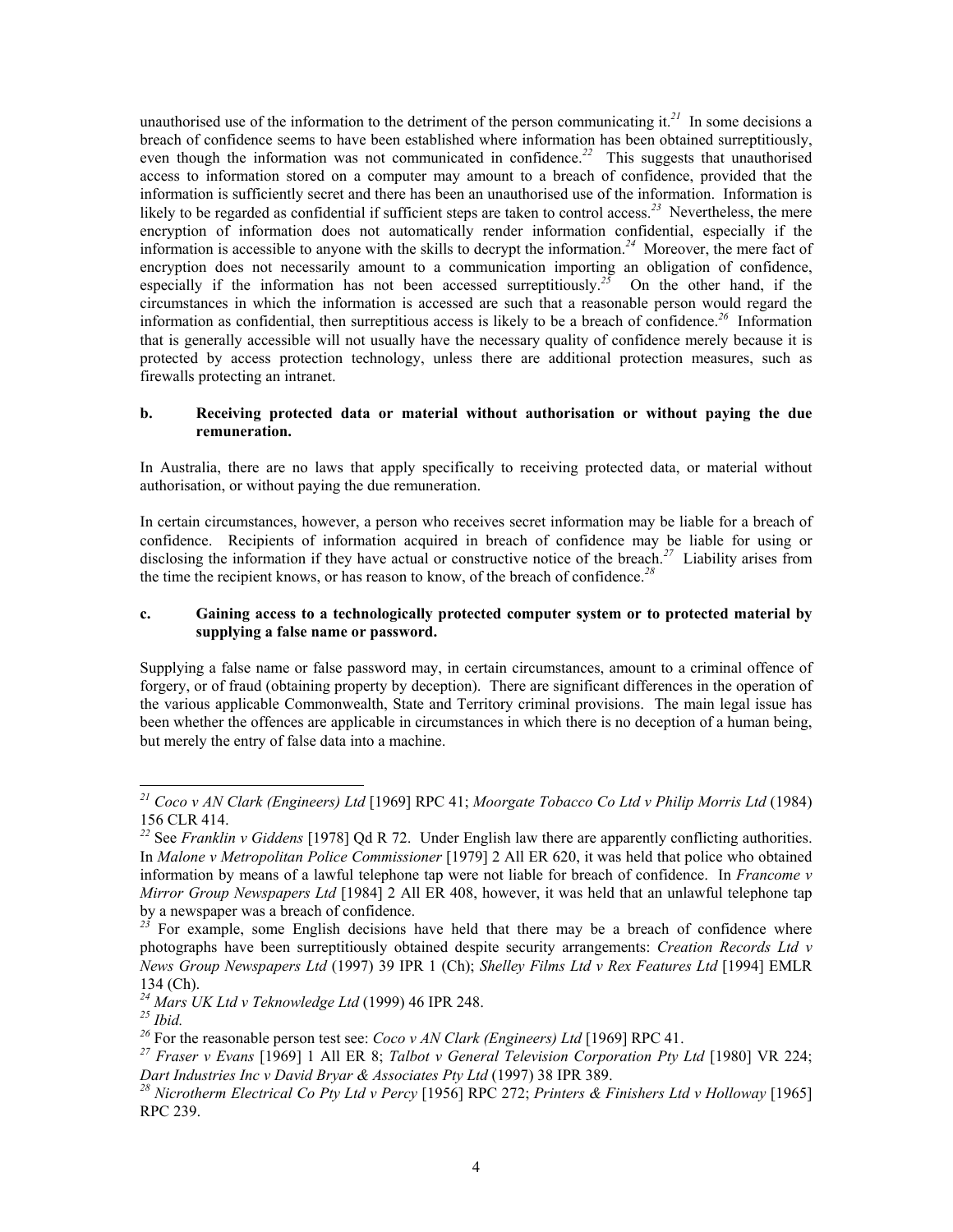unauthorised use of the information to the detriment of the person communicating it.[21] In some decisions a breach of confidence seems to have been established where information has been obtained surreptitiously, even though the information was not communicated in confidence.[22] This suggests that unauthorised access to information stored on a computer may amount to a breach of confidence, provided that the information is sufficiently secret and there has been an unauthorised use of the information. Information is likely to be regarded as confidential if sufficient steps are taken to control access.[23] Nevertheless, the mere encryption of information does not automatically render information confidential, especially if the information is accessible to anyone with the skills to decrypt the information.[24] Moreover, the mere fact of encryption does not necessarily amount to a communication importing an obligation of confidence, especially if the information has not been accessed surreptitiously.[25] On the other hand, if the circumstances in which the information is accessed are such that a reasonable person would regard the information as confidential, then surreptitious access is likely to be a breach of confidence.[26] Information that is generally accessible will not usually have the necessary quality of confidence merely because it is protected by access protection technology, unless there are additional protection measures, such as firewalls protecting an intranet.

### b. Receiving protected data or material without authorisation or without paying the due remuneration.

In Australia, there are no laws that apply specifically to receiving protected data, or material without authorisation, or without paying the due remuneration.

In certain circumstances, however, a person who receives secret information may be liable for a breach of confidence. Recipients of information acquired in breach of confidence may be liable for using or disclosing the information if they have actual or constructive notice of the breach.[27] Liability arises from the time the recipient knows, or has reason to know, of the breach of confidence.[28]

### c. Gaining access to a technologically protected computer system or to protected material by supplying a false name or password.

Supplying a false name or false password may, in certain circumstances, amount to a criminal offence of forgery, or of fraud (obtaining property by deception). There are significant differences in the operation of the various applicable Commonwealth, State and Territory criminal provisions. The main legal issue has been whether the offences are applicable in circumstances in which there is no deception of a human being, but merely the entry of false data into a machine.

---

[21] *Coco v AN Clark (Engineers) Ltd* [1969] RPC 41; *Moorgate Tobacco Co Ltd v Philip Morris Ltd* (1984) 156 CLR 414.

[22] See *Franklin v Giddens* [1978] Qd R 72. Under English law there are apparently conflicting authorities. In *Malone v Metropolitan Police Commissioner* [1979] 2 All ER 620, it was held that police who obtained information by means of a lawful telephone tap were not liable for breach of confidence. In *Francome v Mirror Group Newspapers Ltd* [1984] 2 All ER 408, however, it was held that an unlawful telephone tap by a newspaper was a breach of confidence.

[23] For example, some English decisions have held that there may be a breach of confidence where photographs have been surreptitiously obtained despite security arrangements: *Creation Records Ltd v News Group Newspapers Ltd* (1997) 39 IPR 1 (Ch); *Shelley Films Ltd v Rex Features Ltd* [1994] EMLR 134 (Ch).

[24] *Mars UK Ltd v Teknowledge Ltd* (1999) 46 IPR 248.

[25] *Ibid.*

[26] For the reasonable person test see: *Coco v AN Clark (Engineers) Ltd* [1969] RPC 41.

[27] *Fraser v Evans* [1969] 1 All ER 8; *Talbot v General Television Corporation Pty Ltd* [1980] VR 224; *Dart Industries Inc v David Bryar & Associates Pty Ltd* (1997) 38 IPR 389.

[28] *Nicrotherm Electrical Co Pty Ltd v Percy* [1956] RPC 272; *Printers & Finishers Ltd v Holloway* [1965] RPC 239.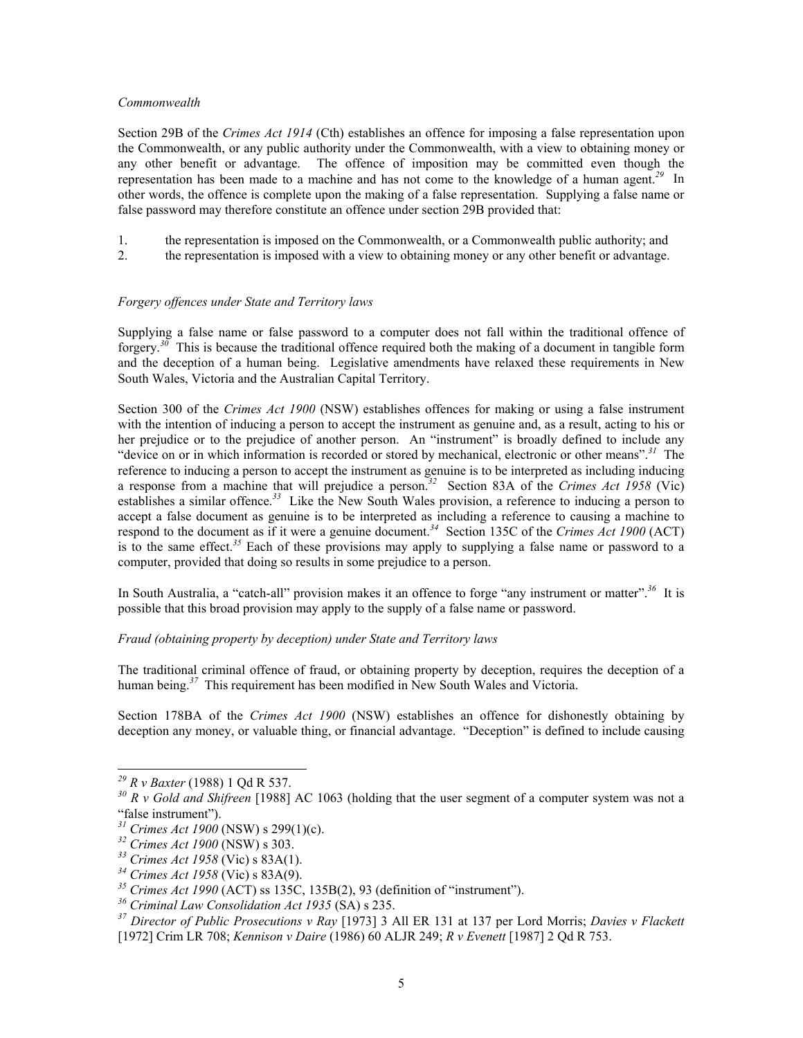*Commonwealth*

Section 29B of the *Crimes Act 1914* (Cth) establishes an offence for imposing a false representation upon the Commonwealth, or any public authority under the Commonwealth, with a view to obtaining money or any other benefit or advantage. The offence of imposition may be committed even though the representation has been made to a machine and has not come to the knowledge of a human agent.[29] In other words, the offence is complete upon the making of a false representation. Supplying a false name or false password may therefore constitute an offence under section 29B provided that:

1. the representation is imposed on the Commonwealth, or a Commonwealth public authority; and
2. the representation is imposed with a view to obtaining money or any other benefit or advantage.

*Forgery offences under State and Territory laws*

Supplying a false name or false password to a computer does not fall within the traditional offence of forgery.[30] This is because the traditional offence required both the making of a document in tangible form and the deception of a human being. Legislative amendments have relaxed these requirements in New South Wales, Victoria and the Australian Capital Territory.

Section 300 of the *Crimes Act 1900* (NSW) establishes offences for making or using a false instrument with the intention of inducing a person to accept the instrument as genuine and, as a result, acting to his or her prejudice or to the prejudice of another person. An "instrument" is broadly defined to include any "device on or in which information is recorded or stored by mechanical, electronic or other means".[31] The reference to inducing a person to accept the instrument as genuine is to be interpreted as including inducing a response from a machine that will prejudice a person.[32] Section 83A of the *Crimes Act 1958* (Vic) establishes a similar offence.[33] Like the New South Wales provision, a reference to inducing a person to accept a false document as genuine is to be interpreted as including a reference to causing a machine to respond to the document as if it were a genuine document.[34] Section 135C of the *Crimes Act 1900* (ACT) is to the same effect.[35] Each of these provisions may apply to supplying a false name or password to a computer, provided that doing so results in some prejudice to a person.

In South Australia, a "catch-all" provision makes it an offence to forge "any instrument or matter".[36] It is possible that this broad provision may apply to the supply of a false name or password.

*Fraud (obtaining property by deception) under State and Territory laws*

The traditional criminal offence of fraud, or obtaining property by deception, requires the deception of a human being.[37] This requirement has been modified in New South Wales and Victoria.

Section 178BA of the *Crimes Act 1900* (NSW) establishes an offence for dishonestly obtaining by deception any money, or valuable thing, or financial advantage. "Deception" is defined to include causing

---

[29] *R v Baxter* (1988) 1 Qd R 537.

[30] *R v Gold and Shifreen* [1988] AC 1063 (holding that the user segment of a computer system was not a "false instrument").

[31] *Crimes Act 1900* (NSW) s 299(1)(c).

[32] *Crimes Act 1900* (NSW) s 303.

[33] *Crimes Act 1958* (Vic) s 83A(1).

[34] *Crimes Act 1958* (Vic) s 83A(9).

[35] *Crimes Act 1990* (ACT) ss 135C, 135B(2), 93 (definition of "instrument").

[36] *Criminal Law Consolidation Act 1935* (SA) s 235.

[37] *Director of Public Prosecutions v Ray* [1973] 3 All ER 131 at 137 per Lord Morris; *Davies v Flackett* [1972] Crim LR 708; *Kennison v Daire* (1986) 60 ALJR 249; *R v Evenett* [1987] 2 Qd R 753.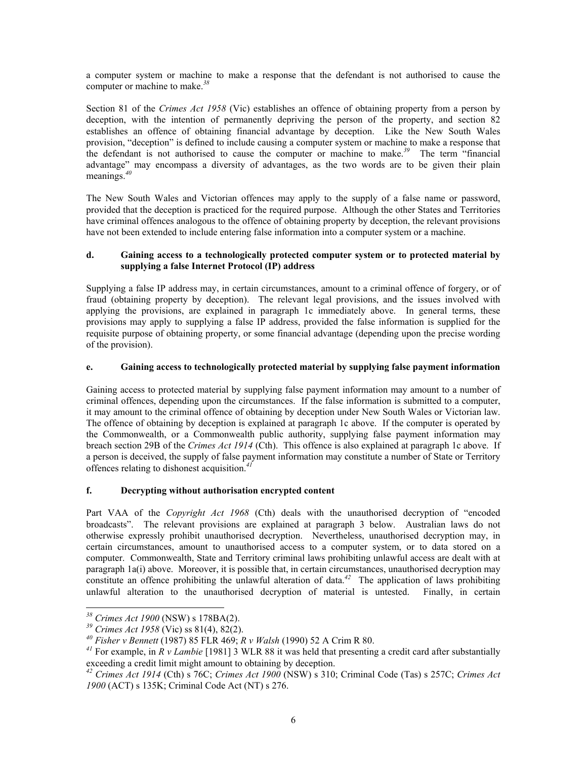a computer system or machine to make a response that the defendant is not authorised to cause the computer or machine to make.[38]

Section 81 of the *Crimes Act 1958* (Vic) establishes an offence of obtaining property from a person by deception, with the intention of permanently depriving the person of the property, and section 82 establishes an offence of obtaining financial advantage by deception. Like the New South Wales provision, "deception" is defined to include causing a computer system or machine to make a response that the defendant is not authorised to cause the computer or machine to make.[39] The term "financial advantage" may encompass a diversity of advantages, as the two words are to be given their plain meanings.[40]

The New South Wales and Victorian offences may apply to the supply of a false name or password, provided that the deception is practiced for the required purpose. Although the other States and Territories have criminal offences analogous to the offence of obtaining property by deception, the relevant provisions have not been extended to include entering false information into a computer system or a machine.

#### d. Gaining access to a technologically protected computer system or to protected material by supplying a false Internet Protocol (IP) address

Supplying a false IP address may, in certain circumstances, amount to a criminal offence of forgery, or of fraud (obtaining property by deception). The relevant legal provisions, and the issues involved with applying the provisions, are explained in paragraph 1c immediately above. In general terms, these provisions may apply to supplying a false IP address, provided the false information is supplied for the requisite purpose of obtaining property, or some financial advantage (depending upon the precise wording of the provision).

#### e. Gaining access to technologically protected material by supplying false payment information

Gaining access to protected material by supplying false payment information may amount to a number of criminal offences, depending upon the circumstances. If the false information is submitted to a computer, it may amount to the criminal offence of obtaining by deception under New South Wales or Victorian law. The offence of obtaining by deception is explained at paragraph 1c above. If the computer is operated by the Commonwealth, or a Commonwealth public authority, supplying false payment information may breach section 29B of the *Crimes Act 1914* (Cth). This offence is also explained at paragraph 1c above. If a person is deceived, the supply of false payment information may constitute a number of State or Territory offences relating to dishonest acquisition.[41]

#### f. Decrypting without authorisation encrypted content

Part VAA of the *Copyright Act 1968* (Cth) deals with the unauthorised decryption of "encoded broadcasts". The relevant provisions are explained at paragraph 3 below. Australian laws do not otherwise expressly prohibit unauthorised decryption. Nevertheless, unauthorised decryption may, in certain circumstances, amount to unauthorised access to a computer system, or to data stored on a computer. Commonwealth, State and Territory criminal laws prohibiting unlawful access are dealt with at paragraph 1a(i) above. Moreover, it is possible that, in certain circumstances, unauthorised decryption may constitute an offence prohibiting the unlawful alteration of data.[42] The application of laws prohibiting unlawful alteration to the unauthorised decryption of material is untested. Finally, in certain

---

[38] *Crimes Act 1900* (NSW) s 178BA(2).

[39] *Crimes Act 1958* (Vic) ss 81(4), 82(2).

[40] *Fisher v Bennett* (1987) 85 FLR 469; *R v Walsh* (1990) 52 A Crim R 80.

[41] For example, in *R v Lambie* [1981] 3 WLR 88 it was held that presenting a credit card after substantially exceeding a credit limit might amount to obtaining by deception.

[42] *Crimes Act 1914* (Cth) s 76C; *Crimes Act 1900* (NSW) s 310; Criminal Code (Tas) s 257C; *Crimes Act 1900* (ACT) s 135K; Criminal Code Act (NT) s 276.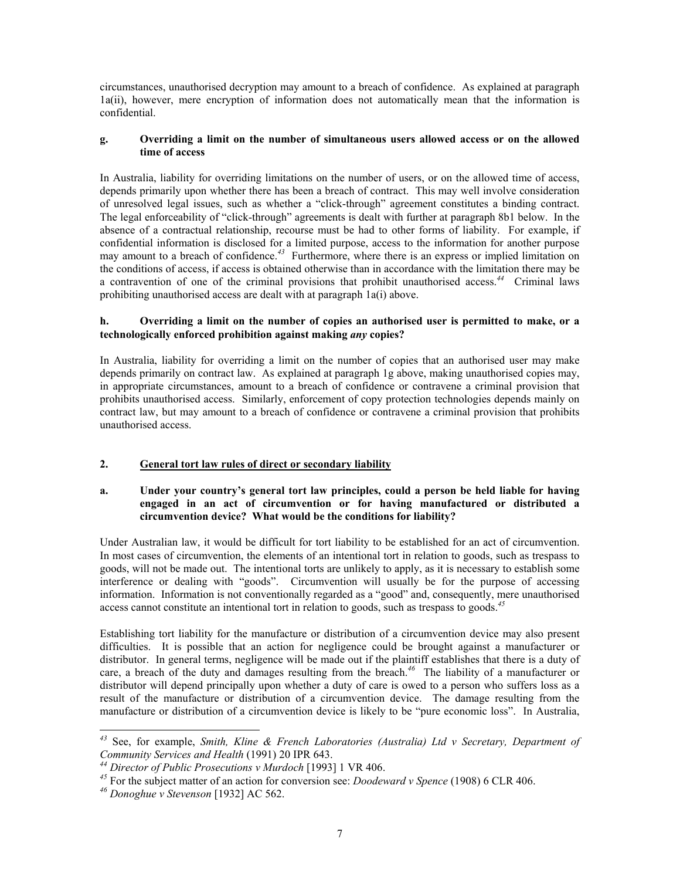circumstances, unauthorised decryption may amount to a breach of confidence. As explained at paragraph 1a(ii), however, mere encryption of information does not automatically mean that the information is confidential.

#### g. Overriding a limit on the number of simultaneous users allowed access or on the allowed time of access

In Australia, liability for overriding limitations on the number of users, or on the allowed time of access, depends primarily upon whether there has been a breach of contract. This may well involve consideration of unresolved legal issues, such as whether a "click-through" agreement constitutes a binding contract. The legal enforceability of "click-through" agreements is dealt with further at paragraph 8b1 below. In the absence of a contractual relationship, recourse must be had to other forms of liability. For example, if confidential information is disclosed for a limited purpose, access to the information for another purpose may amount to a breach of confidence.[43] Furthermore, where there is an express or implied limitation on the conditions of access, if access is obtained otherwise than in accordance with the limitation there may be a contravention of one of the criminal provisions that prohibit unauthorised access.[44] Criminal laws prohibiting unauthorised access are dealt with at paragraph 1a(i) above.

#### h. Overriding a limit on the number of copies an authorised user is permitted to make, or a technologically enforced prohibition against making *any* copies?

In Australia, liability for overriding a limit on the number of copies that an authorised user may make depends primarily on contract law. As explained at paragraph 1g above, making unauthorised copies may, in appropriate circumstances, amount to a breach of confidence or contravene a criminal provision that prohibits unauthorised access. Similarly, enforcement of copy protection technologies depends mainly on contract law, but may amount to a breach of confidence or contravene a criminal provision that prohibits unauthorised access.

## 2. General tort law rules of direct or secondary liability

#### a. Under your country's general tort law principles, could a person be held liable for having engaged in an act of circumvention or for having manufactured or distributed a circumvention device? What would be the conditions for liability?

Under Australian law, it would be difficult for tort liability to be established for an act of circumvention. In most cases of circumvention, the elements of an intentional tort in relation to goods, such as trespass to goods, will not be made out. The intentional torts are unlikely to apply, as it is necessary to establish some interference or dealing with "goods". Circumvention will usually be for the purpose of accessing information. Information is not conventionally regarded as a "good" and, consequently, mere unauthorised access cannot constitute an intentional tort in relation to goods, such as trespass to goods.[45]

Establishing tort liability for the manufacture or distribution of a circumvention device may also present difficulties. It is possible that an action for negligence could be brought against a manufacturer or distributor. In general terms, negligence will be made out if the plaintiff establishes that there is a duty of care, a breach of the duty and damages resulting from the breach.[46] The liability of a manufacturer or distributor will depend principally upon whether a duty of care is owed to a person who suffers loss as a result of the manufacture or distribution of a circumvention device. The damage resulting from the manufacture or distribution of a circumvention device is likely to be "pure economic loss". In Australia,

---

[43] See, for example, *Smith, Kline & French Laboratories (Australia) Ltd v Secretary, Department of Community Services and Health* (1991) 20 IPR 643.

[44] *Director of Public Prosecutions v Murdoch* [1993] 1 VR 406.

[45] For the subject matter of an action for conversion see: *Doodeward v Spence* (1908) 6 CLR 406.

[46] *Donoghue v Stevenson* [1932] AC 562.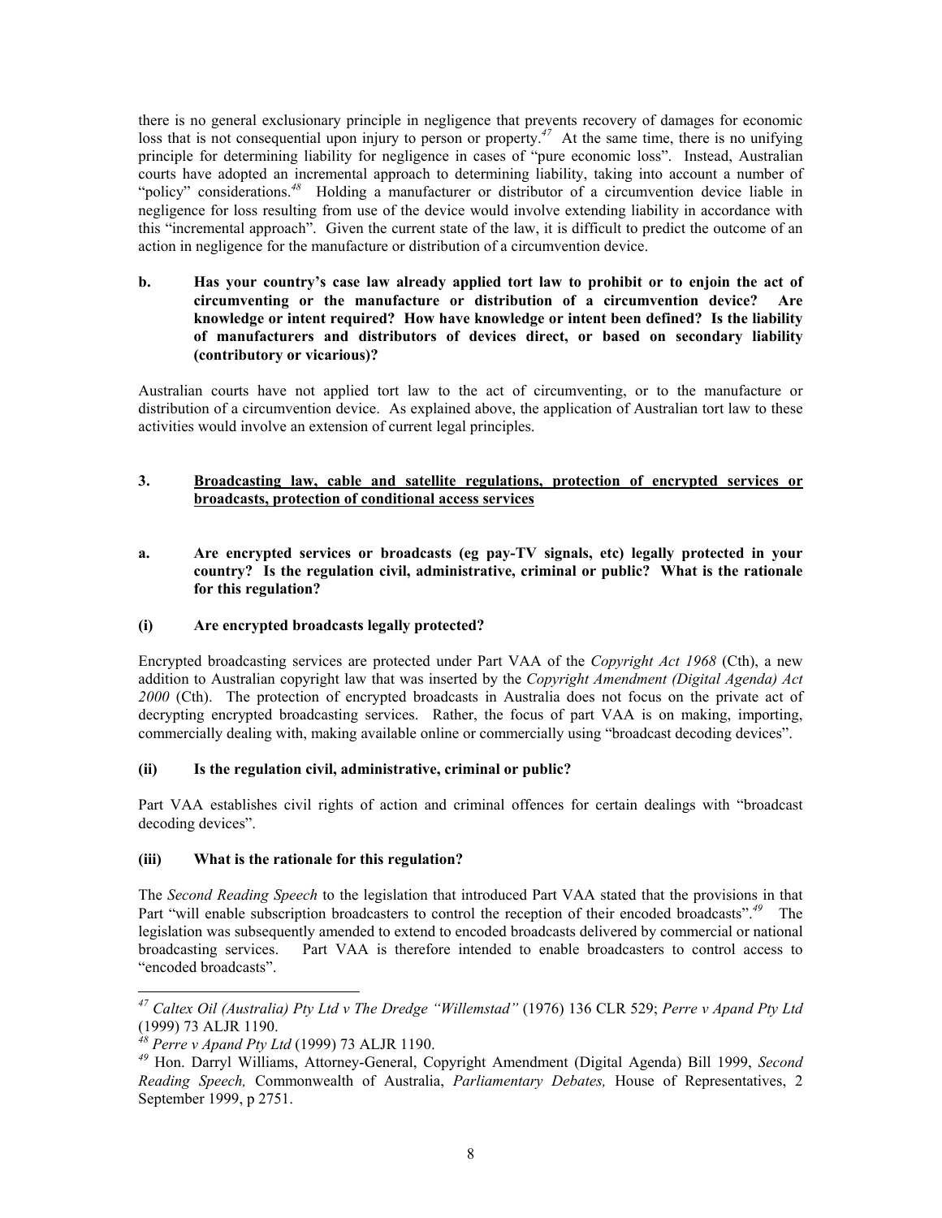there is no general exclusionary principle in negligence that prevents recovery of damages for economic loss that is not consequential upon injury to person or property.[47] At the same time, there is no unifying principle for determining liability for negligence in cases of "pure economic loss". Instead, Australian courts have adopted an incremental approach to determining liability, taking into account a number of "policy" considerations.[48] Holding a manufacturer or distributor of a circumvention device liable in negligence for loss resulting from use of the device would involve extending liability in accordance with this "incremental approach". Given the current state of the law, it is difficult to predict the outcome of an action in negligence for the manufacture or distribution of a circumvention device.

**b. Has your country's case law already applied tort law to prohibit or to enjoin the act of circumventing or the manufacture or distribution of a circumvention device? Are knowledge or intent required? How have knowledge or intent been defined? Is the liability of manufacturers and distributors of devices direct, or based on secondary liability (contributory or vicarious)?**

Australian courts have not applied tort law to the act of circumventing, or to the manufacture or distribution of a circumvention device. As explained above, the application of Australian tort law to these activities would involve an extension of current legal principles.

## 3. <u>Broadcasting law, cable and satellite regulations, protection of encrypted services or broadcasts, protection of conditional access services</u>

**a. Are encrypted services or broadcasts (eg pay-TV signals, etc) legally protected in your country? Is the regulation civil, administrative, criminal or public? What is the rationale for this regulation?**

**(i) Are encrypted broadcasts legally protected?**

Encrypted broadcasting services are protected under Part VAA of the *Copyright Act 1968* (Cth), a new addition to Australian copyright law that was inserted by the *Copyright Amendment (Digital Agenda) Act 2000* (Cth). The protection of encrypted broadcasts in Australia does not focus on the private act of decrypting encrypted broadcasting services. Rather, the focus of part VAA is on making, importing, commercially dealing with, making available online or commercially using "broadcast decoding devices".

**(ii) Is the regulation civil, administrative, criminal or public?**

Part VAA establishes civil rights of action and criminal offences for certain dealings with "broadcast decoding devices".

**(iii) What is the rationale for this regulation?**

The *Second Reading Speech* to the legislation that introduced Part VAA stated that the provisions in that Part "will enable subscription broadcasters to control the reception of their encoded broadcasts".[49] The legislation was subsequently amended to extend to encoded broadcasts delivered by commercial or national broadcasting services. Part VAA is therefore intended to enable broadcasters to control access to "encoded broadcasts".

---

[47] *Caltex Oil (Australia) Pty Ltd v The Dredge "Willemstad"* (1976) 136 CLR 529; *Perre v Apand Pty Ltd* (1999) 73 ALJR 1190.

[48] *Perre v Apand Pty Ltd* (1999) 73 ALJR 1190.

[49] Hon. Darryl Williams, Attorney-General, Copyright Amendment (Digital Agenda) Bill 1999, *Second Reading Speech,* Commonwealth of Australia, *Parliamentary Debates,* House of Representatives, 2 September 1999, p 2751.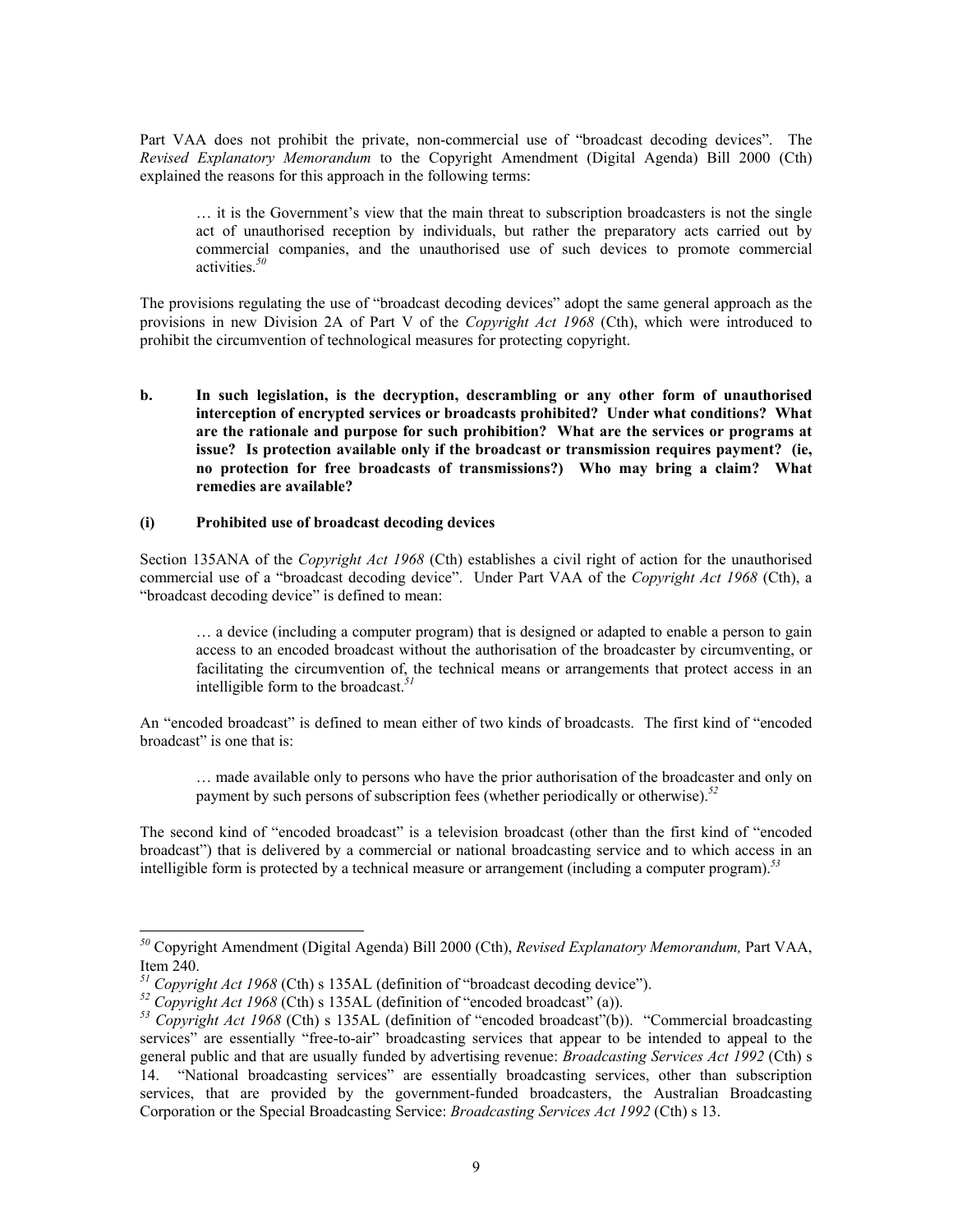Part VAA does not prohibit the private, non-commercial use of "broadcast decoding devices". The *Revised Explanatory Memorandum* to the Copyright Amendment (Digital Agenda) Bill 2000 (Cth) explained the reasons for this approach in the following terms:

> … it is the Government's view that the main threat to subscription broadcasters is not the single act of unauthorised reception by individuals, but rather the preparatory acts carried out by commercial companies, and the unauthorised use of such devices to promote commercial activities.[50]

The provisions regulating the use of "broadcast decoding devices" adopt the same general approach as the provisions in new Division 2A of Part V of the *Copyright Act 1968* (Cth), which were introduced to prohibit the circumvention of technological measures for protecting copyright.

**b. In such legislation, is the decryption, descrambling or any other form of unauthorised interception of encrypted services or broadcasts prohibited? Under what conditions? What are the rationale and purpose for such prohibition? What are the services or programs at issue? Is protection available only if the broadcast or transmission requires payment? (ie, no protection for free broadcasts of transmissions?) Who may bring a claim? What remedies are available?**

**(i) Prohibited use of broadcast decoding devices**

Section 135ANA of the *Copyright Act 1968* (Cth) establishes a civil right of action for the unauthorised commercial use of a "broadcast decoding device". Under Part VAA of the *Copyright Act 1968* (Cth), a "broadcast decoding device" is defined to mean:

> … a device (including a computer program) that is designed or adapted to enable a person to gain access to an encoded broadcast without the authorisation of the broadcaster by circumventing, or facilitating the circumvention of, the technical means or arrangements that protect access in an intelligible form to the broadcast.[51]

An "encoded broadcast" is defined to mean either of two kinds of broadcasts. The first kind of "encoded broadcast" is one that is:

> … made available only to persons who have the prior authorisation of the broadcaster and only on payment by such persons of subscription fees (whether periodically or otherwise).[52]

The second kind of "encoded broadcast" is a television broadcast (other than the first kind of "encoded broadcast") that is delivered by a commercial or national broadcasting service and to which access in an intelligible form is protected by a technical measure or arrangement (including a computer program).[53]

---

[50] Copyright Amendment (Digital Agenda) Bill 2000 (Cth), *Revised Explanatory Memorandum,* Part VAA, Item 240.

[51] *Copyright Act 1968* (Cth) s 135AL (definition of "broadcast decoding device").

[52] *Copyright Act 1968* (Cth) s 135AL (definition of "encoded broadcast" (a)).

[53] *Copyright Act 1968* (Cth) s 135AL (definition of "encoded broadcast"(b)). "Commercial broadcasting services" are essentially "free-to-air" broadcasting services that appear to be intended to appeal to the general public and that are usually funded by advertising revenue: *Broadcasting Services Act 1992* (Cth) s 14. "National broadcasting services" are essentially broadcasting services, other than subscription services, that are provided by the government-funded broadcasters, the Australian Broadcasting Corporation or the Special Broadcasting Service: *Broadcasting Services Act 1992* (Cth) s 13.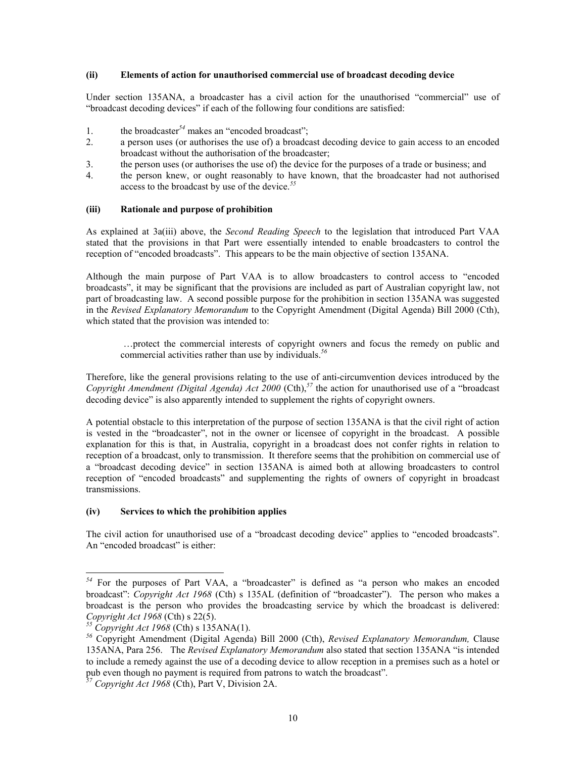#### (ii) Elements of action for unauthorised commercial use of broadcast decoding device

Under section 135ANA, a broadcaster has a civil action for the unauthorised "commercial" use of "broadcast decoding devices" if each of the following four conditions are satisfied:

1. the broadcaster[54] makes an "encoded broadcast";
2. a person uses (or authorises the use of) a broadcast decoding device to gain access to an encoded broadcast without the authorisation of the broadcaster;
3. the person uses (or authorises the use of) the device for the purposes of a trade or business; and
4. the person knew, or ought reasonably to have known, that the broadcaster had not authorised access to the broadcast by use of the device.[55]

#### (iii) Rationale and purpose of prohibition

As explained at 3a(iii) above, the *Second Reading Speech* to the legislation that introduced Part VAA stated that the provisions in that Part were essentially intended to enable broadcasters to control the reception of "encoded broadcasts". This appears to be the main objective of section 135ANA.

Although the main purpose of Part VAA is to allow broadcasters to control access to "encoded broadcasts", it may be significant that the provisions are included as part of Australian copyright law, not part of broadcasting law. A second possible purpose for the prohibition in section 135ANA was suggested in the *Revised Explanatory Memorandum* to the Copyright Amendment (Digital Agenda) Bill 2000 (Cth), which stated that the provision was intended to:

> …protect the commercial interests of copyright owners and focus the remedy on public and commercial activities rather than use by individuals.[56]

Therefore, like the general provisions relating to the use of anti-circumvention devices introduced by the *Copyright Amendment (Digital Agenda) Act 2000* (Cth),[57] the action for unauthorised use of a "broadcast decoding device" is also apparently intended to supplement the rights of copyright owners.

A potential obstacle to this interpretation of the purpose of section 135ANA is that the civil right of action is vested in the "broadcaster", not in the owner or licensee of copyright in the broadcast. A possible explanation for this is that, in Australia, copyright in a broadcast does not confer rights in relation to reception of a broadcast, only to transmission. It therefore seems that the prohibition on commercial use of a "broadcast decoding device" in section 135ANA is aimed both at allowing broadcasters to control reception of "encoded broadcasts" and supplementing the rights of owners of copyright in broadcast transmissions.

#### (iv) Services to which the prohibition applies

The civil action for unauthorised use of a "broadcast decoding device" applies to "encoded broadcasts". An "encoded broadcast" is either:

---

[54] For the purposes of Part VAA, a "broadcaster" is defined as "a person who makes an encoded broadcast": *Copyright Act 1968* (Cth) s 135AL (definition of "broadcaster"). The person who makes a broadcast is the person who provides the broadcasting service by which the broadcast is delivered: *Copyright Act 1968* (Cth) s 22(5).

[55] *Copyright Act 1968* (Cth) s 135ANA(1).

[56] Copyright Amendment (Digital Agenda) Bill 2000 (Cth), *Revised Explanatory Memorandum,* Clause 135ANA, Para 256. The *Revised Explanatory Memorandum* also stated that section 135ANA "is intended to include a remedy against the use of a decoding device to allow reception in a premises such as a hotel or pub even though no payment is required from patrons to watch the broadcast".

[57] *Copyright Act 1968* (Cth), Part V, Division 2A.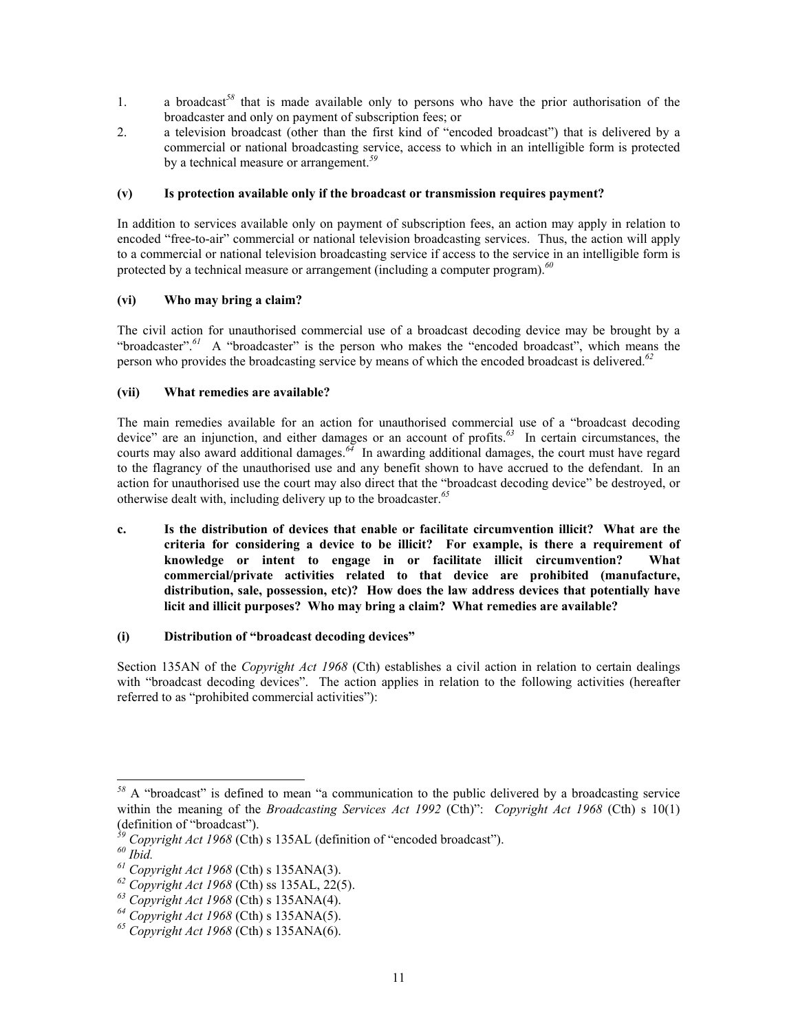1. a broadcast[58] that is made available only to persons who have the prior authorisation of the broadcaster and only on payment of subscription fees; or
2. a television broadcast (other than the first kind of "encoded broadcast") that is delivered by a commercial or national broadcasting service, access to which in an intelligible form is protected by a technical measure or arrangement.[59]

**(v) Is protection available only if the broadcast or transmission requires payment?**

In addition to services available only on payment of subscription fees, an action may apply in relation to encoded "free-to-air" commercial or national television broadcasting services. Thus, the action will apply to a commercial or national television broadcasting service if access to the service in an intelligible form is protected by a technical measure or arrangement (including a computer program).[60]

**(vi) Who may bring a claim?**

The civil action for unauthorised commercial use of a broadcast decoding device may be brought by a "broadcaster".[61] A "broadcaster" is the person who makes the "encoded broadcast", which means the person who provides the broadcasting service by means of which the encoded broadcast is delivered.[62]

**(vii) What remedies are available?**

The main remedies available for an action for unauthorised commercial use of a "broadcast decoding device" are an injunction, and either damages or an account of profits.[63] In certain circumstances, the courts may also award additional damages.[64] In awarding additional damages, the court must have regard to the flagrancy of the unauthorised use and any benefit shown to have accrued to the defendant. In an action for unauthorised use the court may also direct that the "broadcast decoding device" be destroyed, or otherwise dealt with, including delivery up to the broadcaster.[65]

**c. Is the distribution of devices that enable or facilitate circumvention illicit? What are the criteria for considering a device to be illicit? For example, is there a requirement of knowledge or intent to engage in or facilitate illicit circumvention? What commercial/private activities related to that device are prohibited (manufacture, distribution, sale, possession, etc)? How does the law address devices that potentially have licit and illicit purposes? Who may bring a claim? What remedies are available?**

**(i) Distribution of "broadcast decoding devices"**

Section 135AN of the *Copyright Act 1968* (Cth) establishes a civil action in relation to certain dealings with "broadcast decoding devices". The action applies in relation to the following activities (hereafter referred to as "prohibited commercial activities"):

---

[58] A "broadcast" is defined to mean "a communication to the public delivered by a broadcasting service within the meaning of the *Broadcasting Services Act 1992* (Cth)": *Copyright Act 1968* (Cth) s 10(1) (definition of "broadcast").

[59] *Copyright Act 1968* (Cth) s 135AL (definition of "encoded broadcast").

[60] *Ibid.*

[61] *Copyright Act 1968* (Cth) s 135ANA(3).

[62] *Copyright Act 1968* (Cth) ss 135AL, 22(5).

[63] *Copyright Act 1968* (Cth) s 135ANA(4).

[64] *Copyright Act 1968* (Cth) s 135ANA(5).

[65] *Copyright Act 1968* (Cth) s 135ANA(6).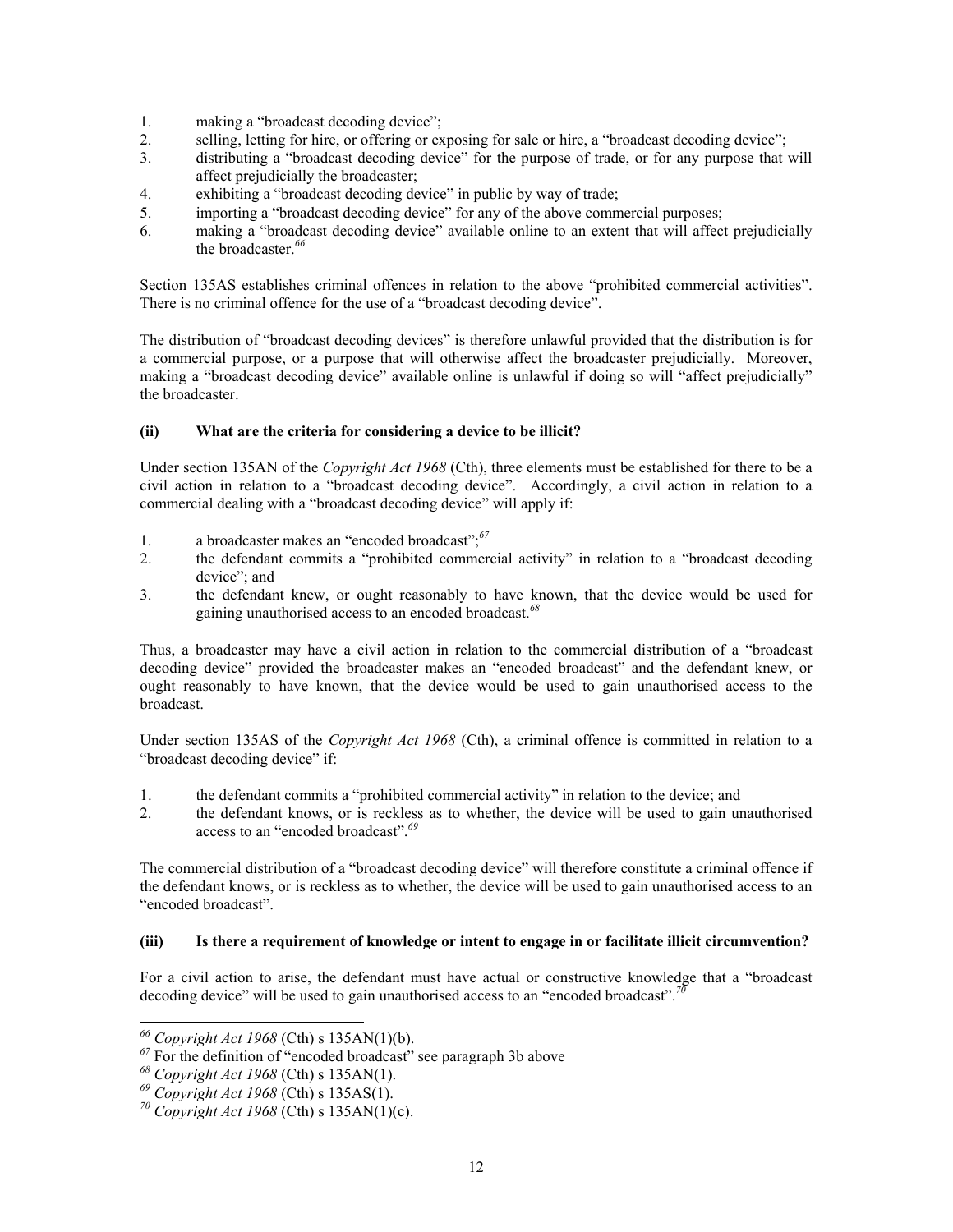1. making a "broadcast decoding device";
2. selling, letting for hire, or offering or exposing for sale or hire, a "broadcast decoding device";
3. distributing a "broadcast decoding device" for the purpose of trade, or for any purpose that will affect prejudicially the broadcaster;
4. exhibiting a "broadcast decoding device" in public by way of trade;
5. importing a "broadcast decoding device" for any of the above commercial purposes;
6. making a "broadcast decoding device" available online to an extent that will affect prejudicially the broadcaster.[66]

Section 135AS establishes criminal offences in relation to the above "prohibited commercial activities". There is no criminal offence for the use of a "broadcast decoding device".

The distribution of "broadcast decoding devices" is therefore unlawful provided that the distribution is for a commercial purpose, or a purpose that will otherwise affect the broadcaster prejudicially. Moreover, making a "broadcast decoding device" available online is unlawful if doing so will "affect prejudicially" the broadcaster.

#### (ii) What are the criteria for considering a device to be illicit?

Under section 135AN of the *Copyright Act 1968* (Cth), three elements must be established for there to be a civil action in relation to a "broadcast decoding device". Accordingly, a civil action in relation to a commercial dealing with a "broadcast decoding device" will apply if:

1. a broadcaster makes an "encoded broadcast";[67]
2. the defendant commits a "prohibited commercial activity" in relation to a "broadcast decoding device"; and
3. the defendant knew, or ought reasonably to have known, that the device would be used for gaining unauthorised access to an encoded broadcast.[68]

Thus, a broadcaster may have a civil action in relation to the commercial distribution of a "broadcast decoding device" provided the broadcaster makes an "encoded broadcast" and the defendant knew, or ought reasonably to have known, that the device would be used to gain unauthorised access to the broadcast.

Under section 135AS of the *Copyright Act 1968* (Cth), a criminal offence is committed in relation to a "broadcast decoding device" if:

1. the defendant commits a "prohibited commercial activity" in relation to the device; and
2. the defendant knows, or is reckless as to whether, the device will be used to gain unauthorised access to an "encoded broadcast".[69]

The commercial distribution of a "broadcast decoding device" will therefore constitute a criminal offence if the defendant knows, or is reckless as to whether, the device will be used to gain unauthorised access to an "encoded broadcast".

#### (iii) Is there a requirement of knowledge or intent to engage in or facilitate illicit circumvention?

For a civil action to arise, the defendant must have actual or constructive knowledge that a "broadcast decoding device" will be used to gain unauthorised access to an "encoded broadcast".[70]

---

[66] *Copyright Act 1968* (Cth) s 135AN(1)(b).

[67] For the definition of "encoded broadcast" see paragraph 3b above

[68] *Copyright Act 1968* (Cth) s 135AN(1).

[69] *Copyright Act 1968* (Cth) s 135AS(1).

[70] *Copyright Act 1968* (Cth) s 135AN(1)(c).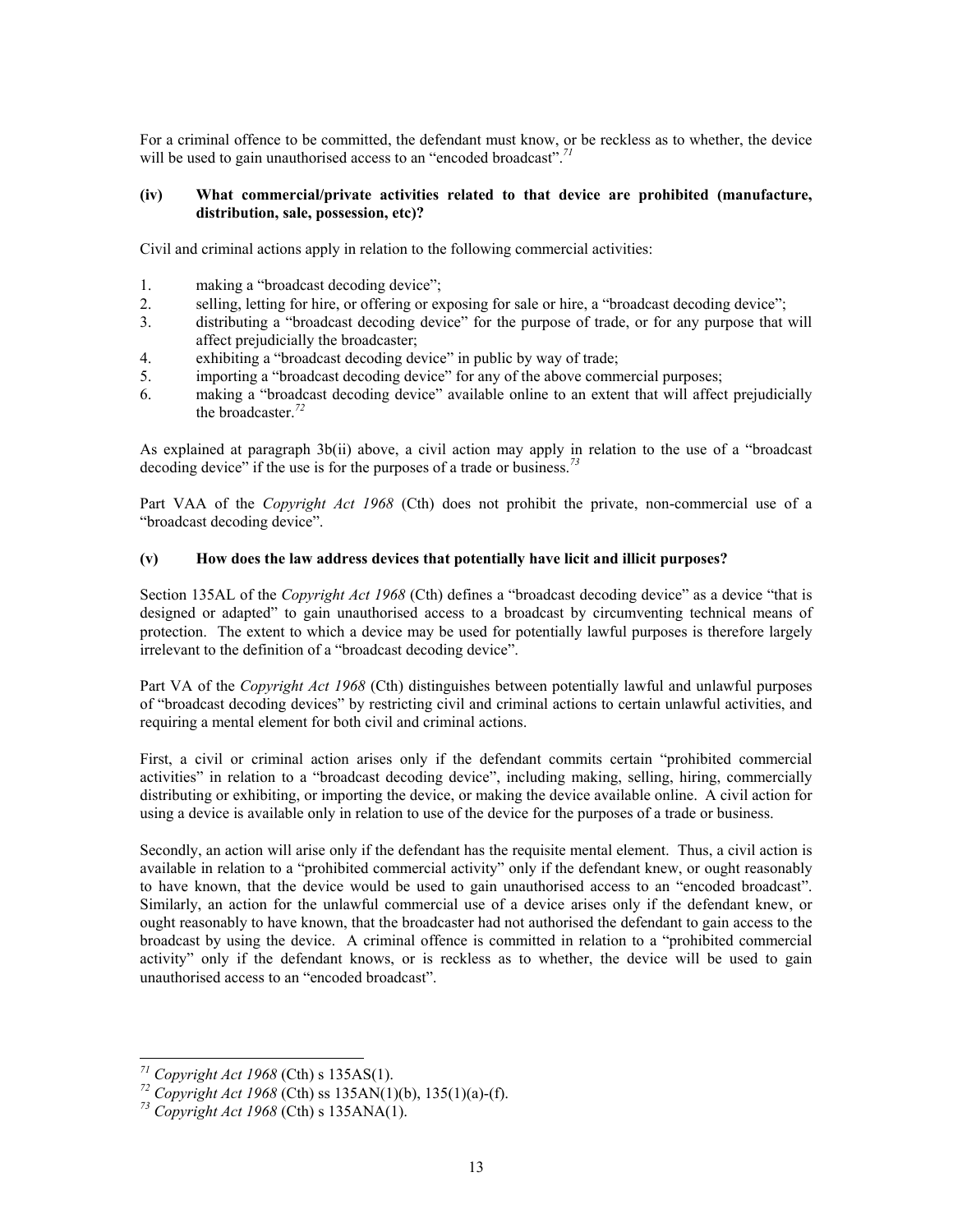For a criminal offence to be committed, the defendant must know, or be reckless as to whether, the device will be used to gain unauthorised access to an "encoded broadcast".[71]

**(iv) What commercial/private activities related to that device are prohibited (manufacture, distribution, sale, possession, etc)?**

Civil and criminal actions apply in relation to the following commercial activities:

1. making a "broadcast decoding device";
2. selling, letting for hire, or offering or exposing for sale or hire, a "broadcast decoding device";
3. distributing a "broadcast decoding device" for the purpose of trade, or for any purpose that will affect prejudicially the broadcaster;
4. exhibiting a "broadcast decoding device" in public by way of trade;
5. importing a "broadcast decoding device" for any of the above commercial purposes;
6. making a "broadcast decoding device" available online to an extent that will affect prejudicially the broadcaster.[72]

As explained at paragraph 3b(ii) above, a civil action may apply in relation to the use of a "broadcast decoding device" if the use is for the purposes of a trade or business.[73]

Part VAA of the *Copyright Act 1968* (Cth) does not prohibit the private, non-commercial use of a "broadcast decoding device".

**(v) How does the law address devices that potentially have licit and illicit purposes?**

Section 135AL of the *Copyright Act 1968* (Cth) defines a "broadcast decoding device" as a device "that is designed or adapted" to gain unauthorised access to a broadcast by circumventing technical means of protection. The extent to which a device may be used for potentially lawful purposes is therefore largely irrelevant to the definition of a "broadcast decoding device".

Part VA of the *Copyright Act 1968* (Cth) distinguishes between potentially lawful and unlawful purposes of "broadcast decoding devices" by restricting civil and criminal actions to certain unlawful activities, and requiring a mental element for both civil and criminal actions.

First, a civil or criminal action arises only if the defendant commits certain "prohibited commercial activities" in relation to a "broadcast decoding device", including making, selling, hiring, commercially distributing or exhibiting, or importing the device, or making the device available online. A civil action for using a device is available only in relation to use of the device for the purposes of a trade or business.

Secondly, an action will arise only if the defendant has the requisite mental element. Thus, a civil action is available in relation to a "prohibited commercial activity" only if the defendant knew, or ought reasonably to have known, that the device would be used to gain unauthorised access to an "encoded broadcast". Similarly, an action for the unlawful commercial use of a device arises only if the defendant knew, or ought reasonably to have known, that the broadcaster had not authorised the defendant to gain access to the broadcast by using the device. A criminal offence is committed in relation to a "prohibited commercial activity" only if the defendant knows, or is reckless as to whether, the device will be used to gain unauthorised access to an "encoded broadcast".

---

[71] *Copyright Act 1968* (Cth) s 135AS(1).

[72] *Copyright Act 1968* (Cth) ss 135AN(1)(b), 135(1)(a)-(f).

[73] *Copyright Act 1968* (Cth) s 135ANA(1).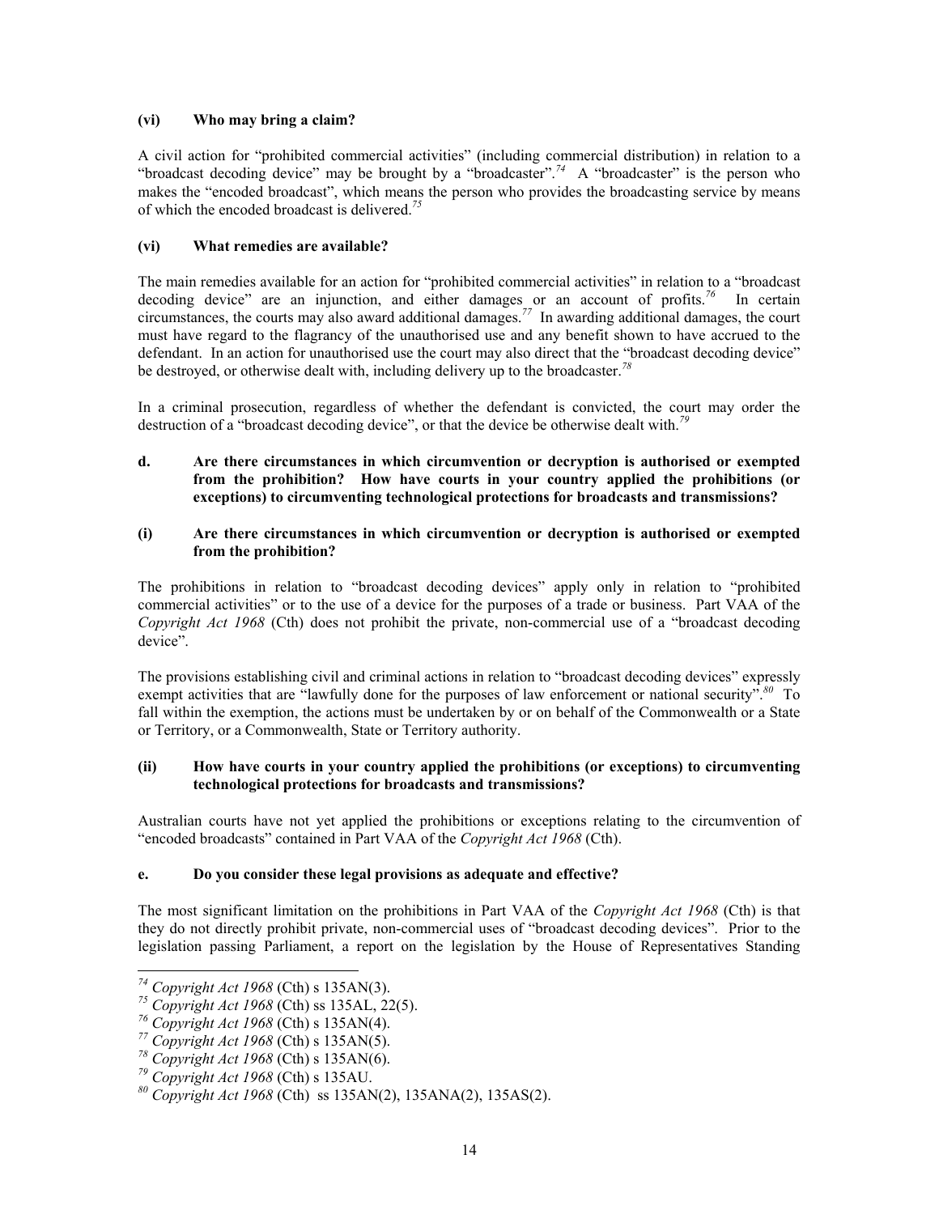**(vi) Who may bring a claim?**

A civil action for "prohibited commercial activities" (including commercial distribution) in relation to a "broadcast decoding device" may be brought by a "broadcaster".[74] A "broadcaster" is the person who makes the "encoded broadcast", which means the person who provides the broadcasting service by means of which the encoded broadcast is delivered.[75]

**(vi) What remedies are available?**

The main remedies available for an action for "prohibited commercial activities" in relation to a "broadcast decoding device" are an injunction, and either damages or an account of profits.[76] In certain circumstances, the courts may also award additional damages.[77] In awarding additional damages, the court must have regard to the flagrancy of the unauthorised use and any benefit shown to have accrued to the defendant. In an action for unauthorised use the court may also direct that the "broadcast decoding device" be destroyed, or otherwise dealt with, including delivery up to the broadcaster.[78]

In a criminal prosecution, regardless of whether the defendant is convicted, the court may order the destruction of a "broadcast decoding device", or that the device be otherwise dealt with.[79]

**d. Are there circumstances in which circumvention or decryption is authorised or exempted from the prohibition? How have courts in your country applied the prohibitions (or exceptions) to circumventing technological protections for broadcasts and transmissions?**

**(i) Are there circumstances in which circumvention or decryption is authorised or exempted from the prohibition?**

The prohibitions in relation to "broadcast decoding devices" apply only in relation to "prohibited commercial activities" or to the use of a device for the purposes of a trade or business. Part VAA of the *Copyright Act 1968* (Cth) does not prohibit the private, non-commercial use of a "broadcast decoding device".

The provisions establishing civil and criminal actions in relation to "broadcast decoding devices" expressly exempt activities that are "lawfully done for the purposes of law enforcement or national security".[80] To fall within the exemption, the actions must be undertaken by or on behalf of the Commonwealth or a State or Territory, or a Commonwealth, State or Territory authority.

**(ii) How have courts in your country applied the prohibitions (or exceptions) to circumventing technological protections for broadcasts and transmissions?**

Australian courts have not yet applied the prohibitions or exceptions relating to the circumvention of "encoded broadcasts" contained in Part VAA of the *Copyright Act 1968* (Cth).

**e. Do you consider these legal provisions as adequate and effective?**

The most significant limitation on the prohibitions in Part VAA of the *Copyright Act 1968* (Cth) is that they do not directly prohibit private, non-commercial uses of "broadcast decoding devices". Prior to the legislation passing Parliament, a report on the legislation by the House of Representatives Standing

---

[74] *Copyright Act 1968* (Cth) s 135AN(3).

[75] *Copyright Act 1968* (Cth) ss 135AL, 22(5).

[76] *Copyright Act 1968* (Cth) s 135AN(4).

[77] *Copyright Act 1968* (Cth) s 135AN(5).

[78] *Copyright Act 1968* (Cth) s 135AN(6).

[79] *Copyright Act 1968* (Cth) s 135AU.

[80] *Copyright Act 1968* (Cth) ss 135AN(2), 135ANA(2), 135AS(2).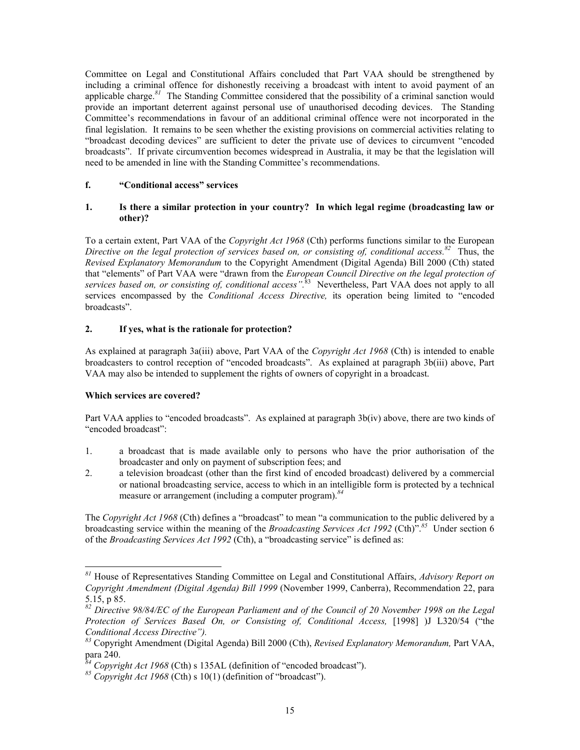Committee on Legal and Constitutional Affairs concluded that Part VAA should be strengthened by including a criminal offence for dishonestly receiving a broadcast with intent to avoid payment of an applicable charge.[81] The Standing Committee considered that the possibility of a criminal sanction would provide an important deterrent against personal use of unauthorised decoding devices. The Standing Committee's recommendations in favour of an additional criminal offence were not incorporated in the final legislation. It remains to be seen whether the existing provisions on commercial activities relating to "broadcast decoding devices" are sufficient to deter the private use of devices to circumvent "encoded broadcasts". If private circumvention becomes widespread in Australia, it may be that the legislation will need to be amended in line with the Standing Committee's recommendations.

#### f. "Conditional access" services

#### 1. Is there a similar protection in your country? In which legal regime (broadcasting law or other)?

To a certain extent, Part VAA of the *Copyright Act 1968* (Cth) performs functions similar to the European *Directive on the legal protection of services based on, or consisting of, conditional access.*[82] Thus, the *Revised Explanatory Memorandum* to the Copyright Amendment (Digital Agenda) Bill 2000 (Cth) stated that "elements" of Part VAA were "drawn from the *European Council Directive on the legal protection of services based on, or consisting of, conditional access"*.[83] Nevertheless, Part VAA does not apply to all services encompassed by the *Conditional Access Directive,* its operation being limited to "encoded broadcasts".

#### 2. If yes, what is the rationale for protection?

As explained at paragraph 3a(iii) above, Part VAA of the *Copyright Act 1968* (Cth) is intended to enable broadcasters to control reception of "encoded broadcasts". As explained at paragraph 3b(iii) above, Part VAA may also be intended to supplement the rights of owners of copyright in a broadcast.

#### Which services are covered?

Part VAA applies to "encoded broadcasts". As explained at paragraph 3b(iv) above, there are two kinds of "encoded broadcast":

1. a broadcast that is made available only to persons who have the prior authorisation of the broadcaster and only on payment of subscription fees; and
2. a television broadcast (other than the first kind of encoded broadcast) delivered by a commercial or national broadcasting service, access to which in an intelligible form is protected by a technical measure or arrangement (including a computer program).[84]

The *Copyright Act 1968* (Cth) defines a "broadcast" to mean "a communication to the public delivered by a broadcasting service within the meaning of the *Broadcasting Services Act 1992* (Cth)".[85] Under section 6 of the *Broadcasting Services Act 1992* (Cth), a "broadcasting service" is defined as:

---

[81] House of Representatives Standing Committee on Legal and Constitutional Affairs, *Advisory Report on Copyright Amendment (Digital Agenda) Bill 1999* (November 1999, Canberra), Recommendation 22, para 5.15, p 85.

[82] *Directive 98/84/EC of the European Parliament and of the Council of 20 November 1998 on the Legal Protection of Services Based On, or Consisting of, Conditional Access,* [1998] )J L320/54 ("the *Conditional Access Directive").*

[83] Copyright Amendment (Digital Agenda) Bill 2000 (Cth), *Revised Explanatory Memorandum,* Part VAA, para 240.

[84] *Copyright Act 1968* (Cth) s 135AL (definition of "encoded broadcast").

[85] *Copyright Act 1968* (Cth) s 10(1) (definition of "broadcast").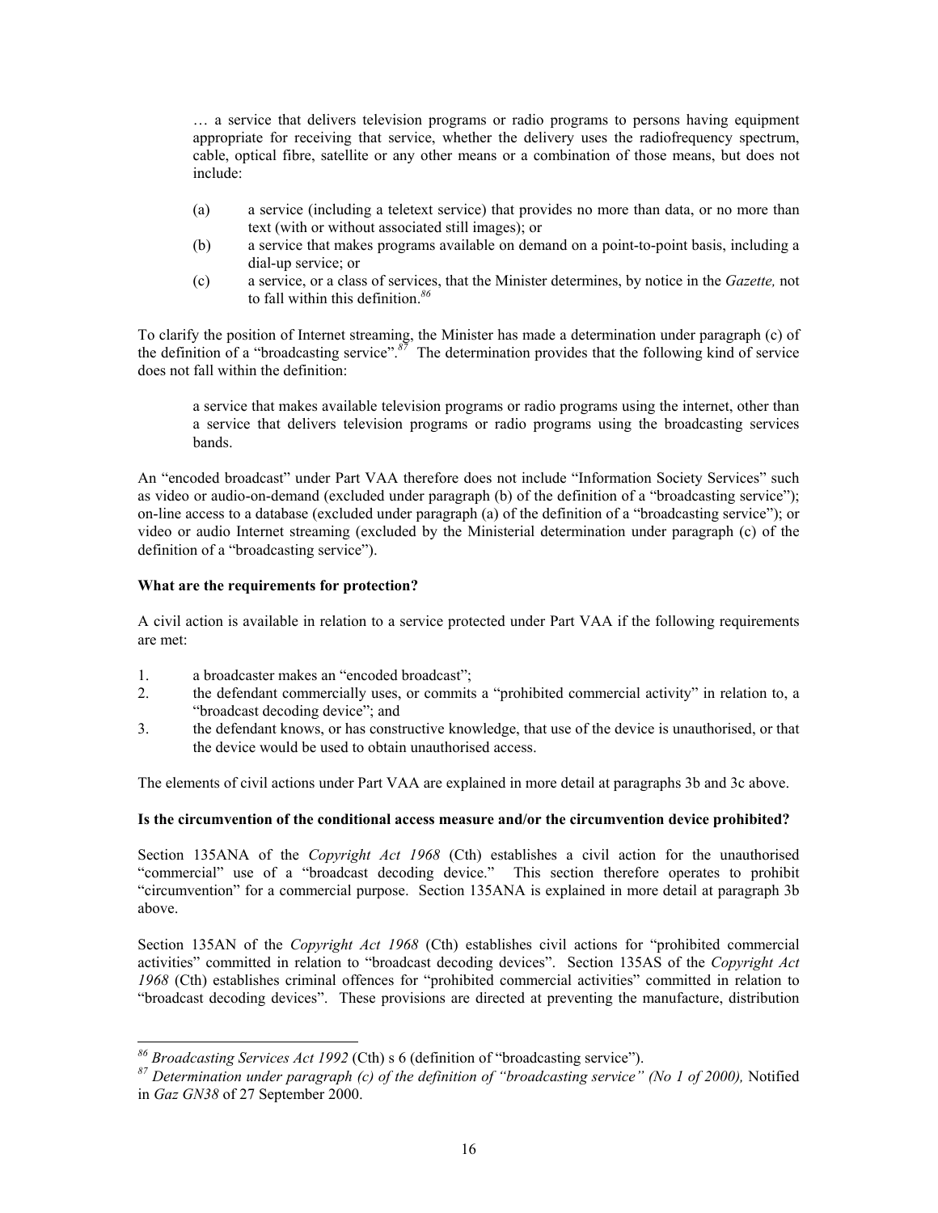> … a service that delivers television programs or radio programs to persons having equipment appropriate for receiving that service, whether the delivery uses the radiofrequency spectrum, cable, optical fibre, satellite or any other means or a combination of those means, but does not include:
>
> (a) a service (including a teletext service) that provides no more than data, or no more than text (with or without associated still images); or
>
> (b) a service that makes programs available on demand on a point-to-point basis, including a dial-up service; or
>
> (c) a service, or a class of services, that the Minister determines, by notice in the *Gazette,* not to fall within this definition.[86]

To clarify the position of Internet streaming, the Minister has made a determination under paragraph (c) of the definition of a "broadcasting service".[87] The determination provides that the following kind of service does not fall within the definition:

> a service that makes available television programs or radio programs using the internet, other than a service that delivers television programs or radio programs using the broadcasting services bands.

An "encoded broadcast" under Part VAA therefore does not include "Information Society Services" such as video or audio-on-demand (excluded under paragraph (b) of the definition of a "broadcasting service"); on-line access to a database (excluded under paragraph (a) of the definition of a "broadcasting service"); or video or audio Internet streaming (excluded by the Ministerial determination under paragraph (c) of the definition of a "broadcasting service").

**What are the requirements for protection?**

A civil action is available in relation to a service protected under Part VAA if the following requirements are met:

1. a broadcaster makes an "encoded broadcast";
2. the defendant commercially uses, or commits a "prohibited commercial activity" in relation to, a "broadcast decoding device"; and
3. the defendant knows, or has constructive knowledge, that use of the device is unauthorised, or that the device would be used to obtain unauthorised access.

The elements of civil actions under Part VAA are explained in more detail at paragraphs 3b and 3c above.

**Is the circumvention of the conditional access measure and/or the circumvention device prohibited?**

Section 135ANA of the *Copyright Act 1968* (Cth) establishes a civil action for the unauthorised "commercial" use of a "broadcast decoding device." This section therefore operates to prohibit "circumvention" for a commercial purpose. Section 135ANA is explained in more detail at paragraph 3b above.

Section 135AN of the *Copyright Act 1968* (Cth) establishes civil actions for "prohibited commercial activities" committed in relation to "broadcast decoding devices". Section 135AS of the *Copyright Act 1968* (Cth) establishes criminal offences for "prohibited commercial activities" committed in relation to "broadcast decoding devices". These provisions are directed at preventing the manufacture, distribution

---

[86] *Broadcasting Services Act 1992* (Cth) s 6 (definition of "broadcasting service").

[87] *Determination under paragraph (c) of the definition of "broadcasting service" (No 1 of 2000),* Notified in *Gaz GN38* of 27 September 2000.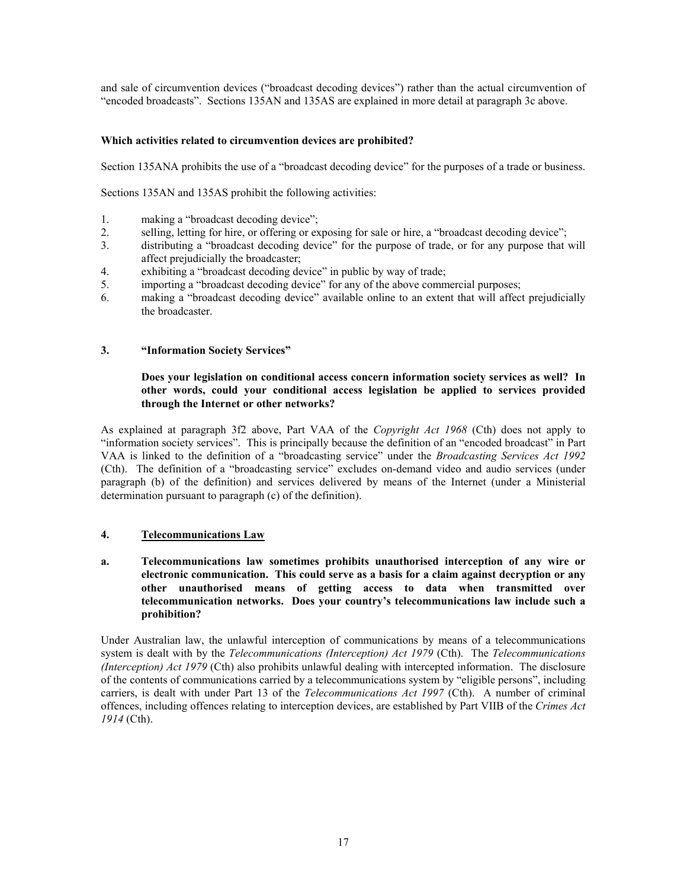and sale of circumvention devices ("broadcast decoding devices") rather than the actual circumvention of "encoded broadcasts". Sections 135AN and 135AS are explained in more detail at paragraph 3c above.

**Which activities related to circumvention devices are prohibited?**

Section 135ANA prohibits the use of a "broadcast decoding device" for the purposes of a trade or business.

Sections 135AN and 135AS prohibit the following activities:

1. making a "broadcast decoding device";
2. selling, letting for hire, or offering or exposing for sale or hire, a "broadcast decoding device";
3. distributing a "broadcast decoding device" for the purpose of trade, or for any purpose that will affect prejudicially the broadcaster;
4. exhibiting a "broadcast decoding device" in public by way of trade;
5. importing a "broadcast decoding device" for any of the above commercial purposes;
6. making a "broadcast decoding device" available online to an extent that will affect prejudicially the broadcaster.

### 3. "Information Society Services"

**Does your legislation on conditional access concern information society services as well? In other words, could your conditional access legislation be applied to services provided through the Internet or other networks?**

As explained at paragraph 3f2 above, Part VAA of the *Copyright Act 1968* (Cth) does not apply to "information society services". This is principally because the definition of an "encoded broadcast" in Part VAA is linked to the definition of a "broadcasting service" under the *Broadcasting Services Act 1992* (Cth). The definition of a "broadcasting service" excludes on-demand video and audio services (under paragraph (b) of the definition) and services delivered by means of the Internet (under a Ministerial determination pursuant to paragraph (c) of the definition).

### 4. <u>Telecommunications Law</u>

**a. Telecommunications law sometimes prohibits unauthorised interception of any wire or electronic communication. This could serve as a basis for a claim against decryption or any other unauthorised means of getting access to data when transmitted over telecommunication networks. Does your country's telecommunications law include such a prohibition?**

Under Australian law, the unlawful interception of communications by means of a telecommunications system is dealt with by the *Telecommunications (Interception) Act 1979* (Cth). The *Telecommunications (Interception) Act 1979* (Cth) also prohibits unlawful dealing with intercepted information. The disclosure of the contents of communications carried by a telecommunications system by "eligible persons", including carriers, is dealt with under Part 13 of the *Telecommunications Act 1997* (Cth). A number of criminal offences, including offences relating to interception devices, are established by Part VIIB of the *Crimes Act 1914* (Cth).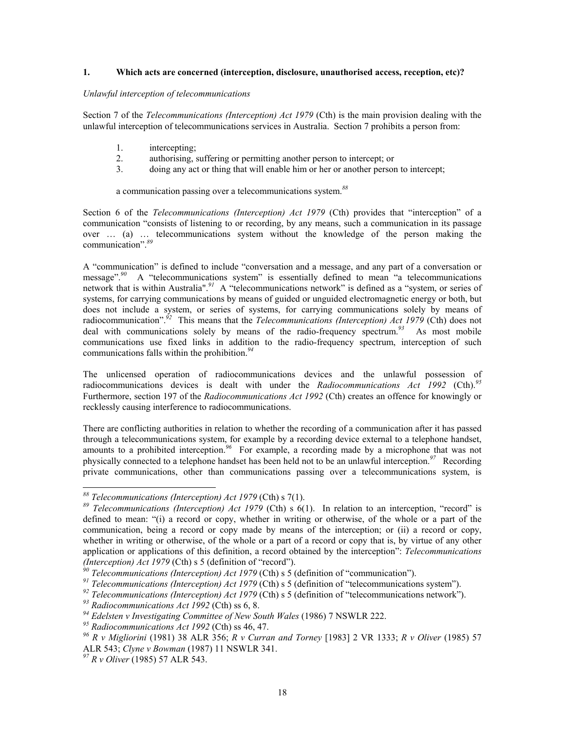**1. Which acts are concerned (interception, disclosure, unauthorised access, reception, etc)?**

*Unlawful interception of telecommunications*

Section 7 of the *Telecommunications (Interception) Act 1979* (Cth) is the main provision dealing with the unlawful interception of telecommunications services in Australia. Section 7 prohibits a person from:

1. intercepting;
2. authorising, suffering or permitting another person to intercept; or
3. doing any act or thing that will enable him or her or another person to intercept;

a communication passing over a telecommunications system.[88]

Section 6 of the *Telecommunications (Interception) Act 1979* (Cth) provides that "interception" of a communication "consists of listening to or recording, by any means, such a communication in its passage over … (a) … telecommunications system without the knowledge of the person making the communication".[89]

A "communication" is defined to include "conversation and a message, and any part of a conversation or message".[90] A "telecommunications system" is essentially defined to mean "a telecommunications network that is within Australia".[91] A "telecommunications network" is defined as a "system, or series of systems, for carrying communications by means of guided or unguided electromagnetic energy or both, but does not include a system, or series of systems, for carrying communications solely by means of radiocommunication".[92] This means that the *Telecommunications (Interception) Act 1979* (Cth) does not deal with communications solely by means of the radio-frequency spectrum.[93] As most mobile communications use fixed links in addition to the radio-frequency spectrum, interception of such communications falls within the prohibition.[94]

The unlicensed operation of radiocommunications devices and the unlawful possession of radiocommunications devices is dealt with under the *Radiocommunications Act 1992* (Cth).[95] Furthermore, section 197 of the *Radiocommunications Act 1992* (Cth) creates an offence for knowingly or recklessly causing interference to radiocommunications.

There are conflicting authorities in relation to whether the recording of a communication after it has passed through a telecommunications system, for example by a recording device external to a telephone handset, amounts to a prohibited interception.[96] For example, a recording made by a microphone that was not physically connected to a telephone handset has been held not to be an unlawful interception.[97] Recording private communications, other than communications passing over a telecommunications system, is

---

[88] *Telecommunications (Interception) Act 1979* (Cth) s 7(1).

[89] *Telecommunications (Interception) Act 1979* (Cth) s 6(1). In relation to an interception, "record" is defined to mean: "(i) a record or copy, whether in writing or otherwise, of the whole or a part of the communication, being a record or copy made by means of the interception; or (ii) a record or copy, whether in writing or otherwise, of the whole or a part of a record or copy that is, by virtue of any other application or applications of this definition, a record obtained by the interception": *Telecommunications (Interception) Act 1979* (Cth) s 5 (definition of "record").

[90] *Telecommunications (Interception) Act 1979* (Cth) s 5 (definition of "communication").

[91] *Telecommunications (Interception) Act 1979* (Cth) s 5 (definition of "telecommunications system").

[92] *Telecommunications (Interception) Act 1979* (Cth) s 5 (definition of "telecommunications network").

[93] *Radiocommunications Act 1992* (Cth) ss 6, 8.

[94] *Edelsten v Investigating Committee of New South Wales* (1986) 7 NSWLR 222.

[95] *Radiocommunications Act 1992* (Cth) ss 46, 47.

[96] *R v Migliorini* (1981) 38 ALR 356; *R v Curran and Torney* [1983] 2 VR 1333; *R v Oliver* (1985) 57 ALR 543; *Clyne v Bowman* (1987) 11 NSWLR 341.

[97] *R v Oliver* (1985) 57 ALR 543.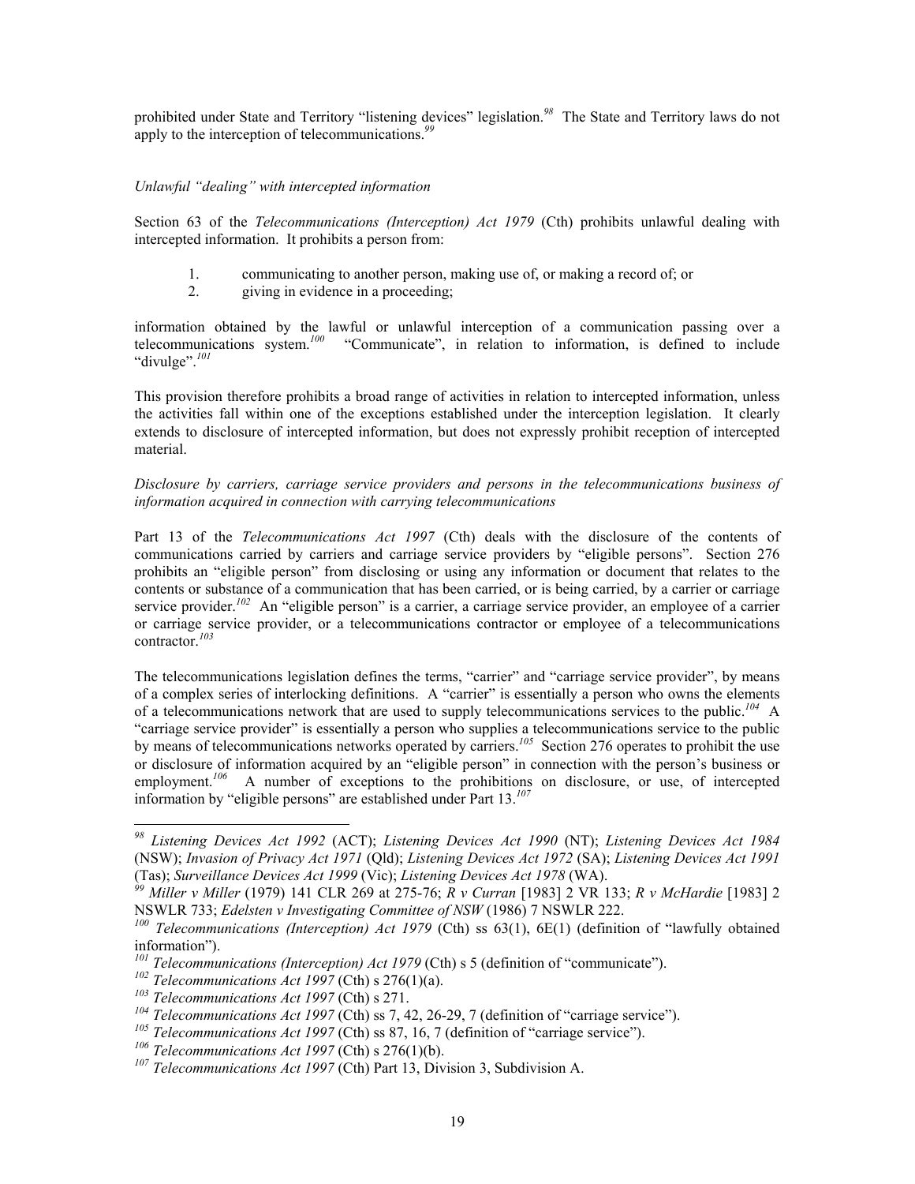prohibited under State and Territory "listening devices" legislation.[98] The State and Territory laws do not apply to the interception of telecommunications.[99]

*Unlawful "dealing" with intercepted information*

Section 63 of the *Telecommunications (Interception) Act 1979* (Cth) prohibits unlawful dealing with intercepted information. It prohibits a person from:

1. communicating to another person, making use of, or making a record of; or
2. giving in evidence in a proceeding;

information obtained by the lawful or unlawful interception of a communication passing over a telecommunications system.[100] "Communicate", in relation to information, is defined to include "divulge".[101]

This provision therefore prohibits a broad range of activities in relation to intercepted information, unless the activities fall within one of the exceptions established under the interception legislation. It clearly extends to disclosure of intercepted information, but does not expressly prohibit reception of intercepted material.

*Disclosure by carriers, carriage service providers and persons in the telecommunications business of information acquired in connection with carrying telecommunications*

Part 13 of the *Telecommunications Act 1997* (Cth) deals with the disclosure of the contents of communications carried by carriers and carriage service providers by "eligible persons". Section 276 prohibits an "eligible person" from disclosing or using any information or document that relates to the contents or substance of a communication that has been carried, or is being carried, by a carrier or carriage service provider.[102] An "eligible person" is a carrier, a carriage service provider, an employee of a carrier or carriage service provider, or a telecommunications contractor or employee of a telecommunications contractor.[103]

The telecommunications legislation defines the terms, "carrier" and "carriage service provider", by means of a complex series of interlocking definitions. A "carrier" is essentially a person who owns the elements of a telecommunications network that are used to supply telecommunications services to the public.[104] A "carriage service provider" is essentially a person who supplies a telecommunications service to the public by means of telecommunications networks operated by carriers.[105] Section 276 operates to prohibit the use or disclosure of information acquired by an "eligible person" in connection with the person's business or employment.[106] A number of exceptions to the prohibitions on disclosure, or use, of intercepted information by "eligible persons" are established under Part 13.[107]

---

[98] *Listening Devices Act 1992* (ACT); *Listening Devices Act 1990* (NT); *Listening Devices Act 1984* (NSW); *Invasion of Privacy Act 1971* (Qld); *Listening Devices Act 1972* (SA); *Listening Devices Act 1991* (Tas); *Surveillance Devices Act 1999* (Vic); *Listening Devices Act 1978* (WA).

[99] *Miller v Miller* (1979) 141 CLR 269 at 275-76; *R v Curran* [1983] 2 VR 133; *R v McHardie* [1983] 2 NSWLR 733; *Edelsten v Investigating Committee of NSW* (1986) 7 NSWLR 222.

[100] *Telecommunications (Interception) Act 1979* (Cth) ss 63(1), 6E(1) (definition of "lawfully obtained information").

[101] *Telecommunications (Interception) Act 1979* (Cth) s 5 (definition of "communicate").

[102] *Telecommunications Act 1997* (Cth) s 276(1)(a).

[103] *Telecommunications Act 1997* (Cth) s 271.

[104] *Telecommunications Act 1997* (Cth) ss 7, 42, 26-29, 7 (definition of "carriage service").

[105] *Telecommunications Act 1997* (Cth) ss 87, 16, 7 (definition of "carriage service").

[106] *Telecommunications Act 1997* (Cth) s 276(1)(b).

[107] *Telecommunications Act 1997* (Cth) Part 13, Division 3, Subdivision A.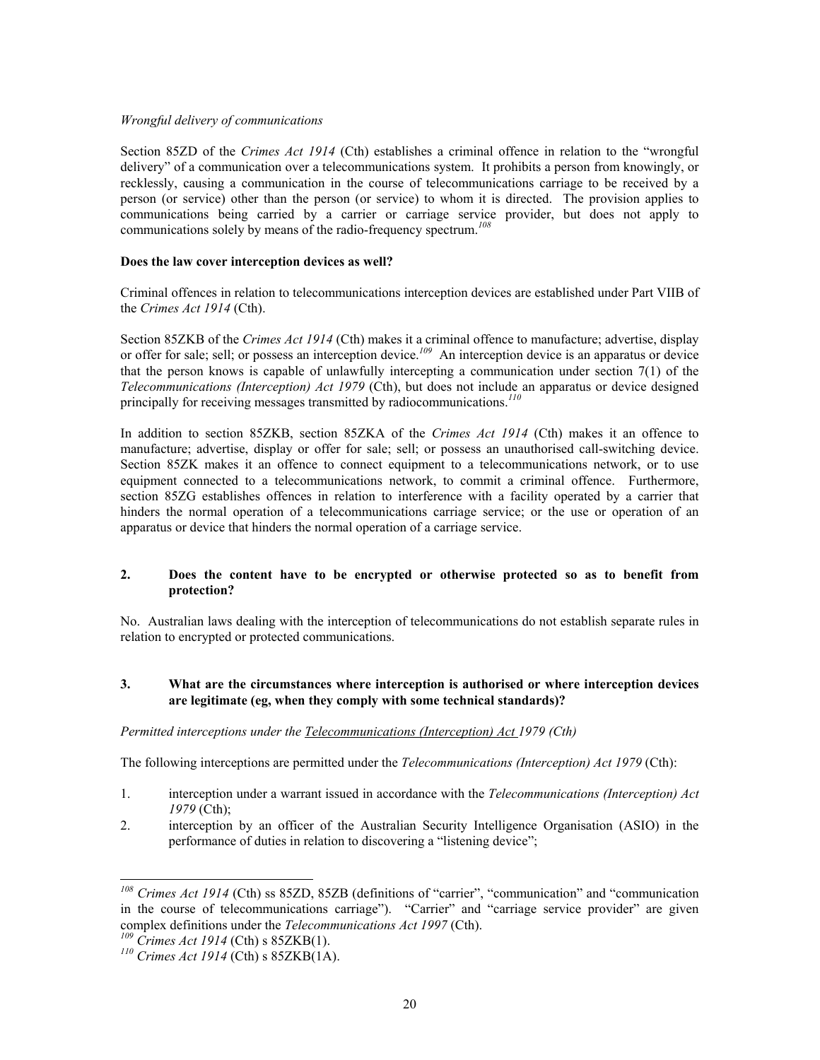*Wrongful delivery of communications*

Section 85ZD of the *Crimes Act 1914* (Cth) establishes a criminal offence in relation to the "wrongful delivery" of a communication over a telecommunications system. It prohibits a person from knowingly, or recklessly, causing a communication in the course of telecommunications carriage to be received by a person (or service) other than the person (or service) to whom it is directed. The provision applies to communications being carried by a carrier or carriage service provider, but does not apply to communications solely by means of the radio-frequency spectrum.[108]

**Does the law cover interception devices as well?**

Criminal offences in relation to telecommunications interception devices are established under Part VIIB of the *Crimes Act 1914* (Cth).

Section 85ZKB of the *Crimes Act 1914* (Cth) makes it a criminal offence to manufacture; advertise, display or offer for sale; sell; or possess an interception device.[109] An interception device is an apparatus or device that the person knows is capable of unlawfully intercepting a communication under section 7(1) of the *Telecommunications (Interception) Act 1979* (Cth), but does not include an apparatus or device designed principally for receiving messages transmitted by radiocommunications.[110]

In addition to section 85ZKB, section 85ZKA of the *Crimes Act 1914* (Cth) makes it an offence to manufacture; advertise, display or offer for sale; sell; or possess an unauthorised call-switching device. Section 85ZK makes it an offence to connect equipment to a telecommunications network, or to use equipment connected to a telecommunications network, to commit a criminal offence. Furthermore, section 85ZG establishes offences in relation to interference with a facility operated by a carrier that hinders the normal operation of a telecommunications carriage service; or the use or operation of an apparatus or device that hinders the normal operation of a carriage service.

## 2. Does the content have to be encrypted or otherwise protected so as to benefit from protection?

No. Australian laws dealing with the interception of telecommunications do not establish separate rules in relation to encrypted or protected communications.

## 3. What are the circumstances where interception is authorised or where interception devices are legitimate (eg, when they comply with some technical standards)?

*Permitted interceptions under the Telecommunications (Interception) Act 1979 (Cth)*

The following interceptions are permitted under the *Telecommunications (Interception) Act 1979* (Cth):

1. interception under a warrant issued in accordance with the *Telecommunications (Interception) Act 1979* (Cth);
2. interception by an officer of the Australian Security Intelligence Organisation (ASIO) in the performance of duties in relation to discovering a "listening device";

---

[108] *Crimes Act 1914* (Cth) ss 85ZD, 85ZB (definitions of "carrier", "communication" and "communication in the course of telecommunications carriage"). "Carrier" and "carriage service provider" are given complex definitions under the *Telecommunications Act 1997* (Cth).

[109] *Crimes Act 1914* (Cth) s 85ZKB(1).

[110] *Crimes Act 1914* (Cth) s 85ZKB(1A).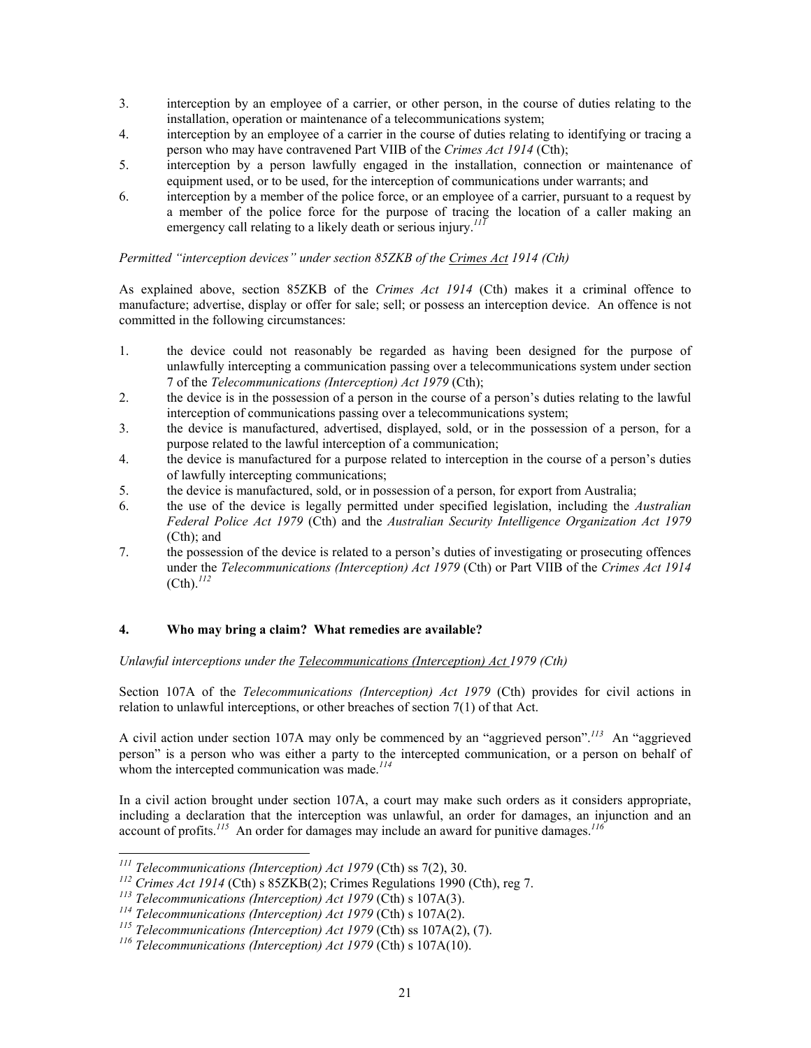3. interception by an employee of a carrier, or other person, in the course of duties relating to the installation, operation or maintenance of a telecommunications system;
4. interception by an employee of a carrier in the course of duties relating to identifying or tracing a person who may have contravened Part VIIB of the *Crimes Act 1914* (Cth);
5. interception by a person lawfully engaged in the installation, connection or maintenance of equipment used, or to be used, for the interception of communications under warrants; and
6. interception by a member of the police force, or an employee of a carrier, pursuant to a request by a member of the police force for the purpose of tracing the location of a caller making an emergency call relating to a likely death or serious injury.[111]

*Permitted "interception devices" under section 85ZKB of the Crimes Act 1914 (Cth)*

As explained above, section 85ZKB of the *Crimes Act 1914* (Cth) makes it a criminal offence to manufacture; advertise, display or offer for sale; sell; or possess an interception device. An offence is not committed in the following circumstances:

1. the device could not reasonably be regarded as having been designed for the purpose of unlawfully intercepting a communication passing over a telecommunications system under section 7 of the *Telecommunications (Interception) Act 1979* (Cth);
2. the device is in the possession of a person in the course of a person's duties relating to the lawful interception of communications passing over a telecommunications system;
3. the device is manufactured, advertised, displayed, sold, or in the possession of a person, for a purpose related to the lawful interception of a communication;
4. the device is manufactured for a purpose related to interception in the course of a person's duties of lawfully intercepting communications;
5. the device is manufactured, sold, or in possession of a person, for export from Australia;
6. the use of the device is legally permitted under specified legislation, including the *Australian Federal Police Act 1979* (Cth) and the *Australian Security Intelligence Organization Act 1979* (Cth); and
7. the possession of the device is related to a person's duties of investigating or prosecuting offences under the *Telecommunications (Interception) Act 1979* (Cth) or Part VIIB of the *Crimes Act 1914* (Cth).[112]

#### 4. Who may bring a claim? What remedies are available?

*Unlawful interceptions under the Telecommunications (Interception) Act 1979 (Cth)*

Section 107A of the *Telecommunications (Interception) Act 1979* (Cth) provides for civil actions in relation to unlawful interceptions, or other breaches of section 7(1) of that Act.

A civil action under section 107A may only be commenced by an "aggrieved person".[113] An "aggrieved person" is a person who was either a party to the intercepted communication, or a person on behalf of whom the intercepted communication was made.[114]

In a civil action brought under section 107A, a court may make such orders as it considers appropriate, including a declaration that the interception was unlawful, an order for damages, an injunction and an account of profits.[115] An order for damages may include an award for punitive damages.[116]

---

[111] *Telecommunications (Interception) Act 1979* (Cth) ss 7(2), 30.
[112] *Crimes Act 1914* (Cth) s 85ZKB(2); Crimes Regulations 1990 (Cth), reg 7.
[113] *Telecommunications (Interception) Act 1979* (Cth) s 107A(3).
[114] *Telecommunications (Interception) Act 1979* (Cth) s 107A(2).
[115] *Telecommunications (Interception) Act 1979* (Cth) ss 107A(2), (7).
[116] *Telecommunications (Interception) Act 1979* (Cth) s 107A(10).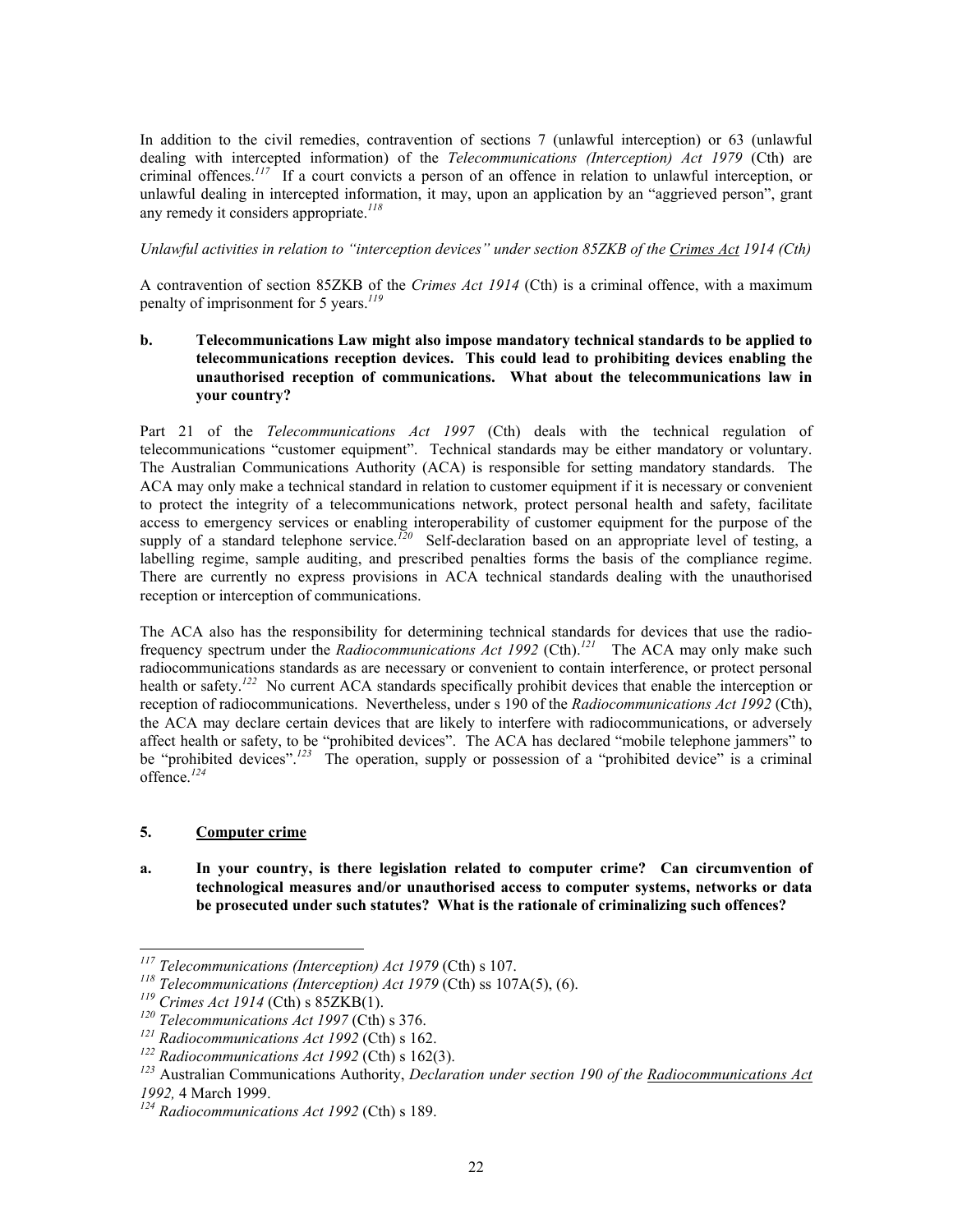In addition to the civil remedies, contravention of sections 7 (unlawful interception) or 63 (unlawful dealing with intercepted information) of the *Telecommunications (Interception) Act 1979* (Cth) are criminal offences.[117] If a court convicts a person of an offence in relation to unlawful interception, or unlawful dealing in intercepted information, it may, upon an application by an "aggrieved person", grant any remedy it considers appropriate.[118]

*Unlawful activities in relation to "interception devices" under section 85ZKB of the Crimes Act 1914 (Cth)*

A contravention of section 85ZKB of the *Crimes Act 1914* (Cth) is a criminal offence, with a maximum penalty of imprisonment for 5 years.[119]

**b. Telecommunications Law might also impose mandatory technical standards to be applied to telecommunications reception devices. This could lead to prohibiting devices enabling the unauthorised reception of communications. What about the telecommunications law in your country?**

Part 21 of the *Telecommunications Act 1997* (Cth) deals with the technical regulation of telecommunications "customer equipment". Technical standards may be either mandatory or voluntary. The Australian Communications Authority (ACA) is responsible for setting mandatory standards. The ACA may only make a technical standard in relation to customer equipment if it is necessary or convenient to protect the integrity of a telecommunications network, protect personal health and safety, facilitate access to emergency services or enabling interoperability of customer equipment for the purpose of the supply of a standard telephone service.[120] Self-declaration based on an appropriate level of testing, a labelling regime, sample auditing, and prescribed penalties forms the basis of the compliance regime. There are currently no express provisions in ACA technical standards dealing with the unauthorised reception or interception of communications.

The ACA also has the responsibility for determining technical standards for devices that use the radio-frequency spectrum under the *Radiocommunications Act 1992* (Cth).[121] The ACA may only make such radiocommunications standards as are necessary or convenient to contain interference, or protect personal health or safety.[122] No current ACA standards specifically prohibit devices that enable the interception or reception of radiocommunications. Nevertheless, under s 190 of the *Radiocommunications Act 1992* (Cth), the ACA may declare certain devices that are likely to interfere with radiocommunications, or adversely affect health or safety, to be "prohibited devices". The ACA has declared "mobile telephone jammers" to be "prohibited devices".[123] The operation, supply or possession of a "prohibited device" is a criminal offence.[124]

## 5. Computer crime

**a. In your country, is there legislation related to computer crime? Can circumvention of technological measures and/or unauthorised access to computer systems, networks or data be prosecuted under such statutes? What is the rationale of criminalizing such offences?**

---

[117] *Telecommunications (Interception) Act 1979* (Cth) s 107.

[118] *Telecommunications (Interception) Act 1979* (Cth) ss 107A(5), (6).

[119] *Crimes Act 1914* (Cth) s 85ZKB(1).

[120] *Telecommunications Act 1997* (Cth) s 376.

[121] *Radiocommunications Act 1992* (Cth) s 162.

[122] *Radiocommunications Act 1992* (Cth) s 162(3).

[123] Australian Communications Authority, *Declaration under section 190 of the Radiocommunications Act 1992,* 4 March 1999.

[124] *Radiocommunications Act 1992* (Cth) s 189.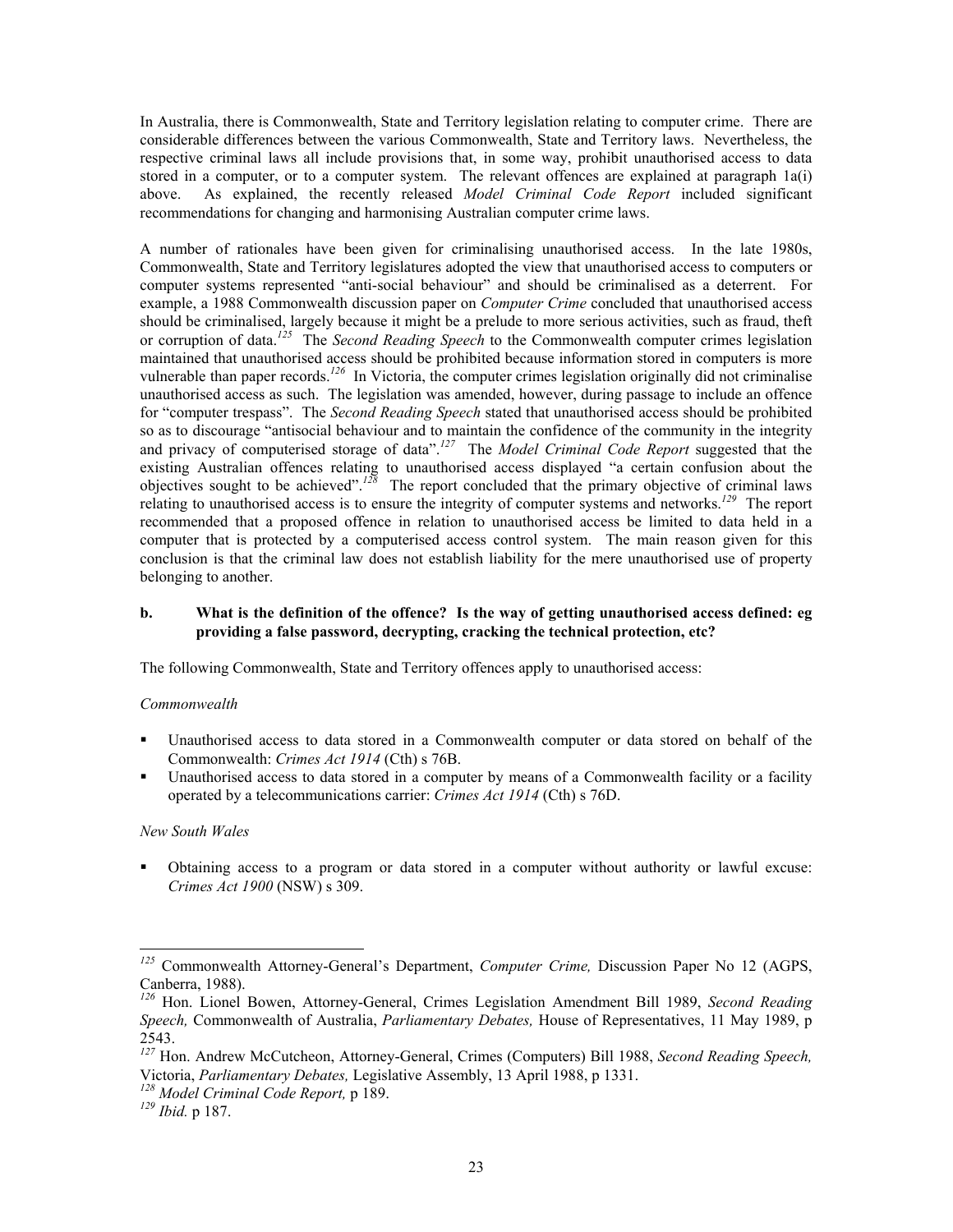In Australia, there is Commonwealth, State and Territory legislation relating to computer crime. There are considerable differences between the various Commonwealth, State and Territory laws. Nevertheless, the respective criminal laws all include provisions that, in some way, prohibit unauthorised access to data stored in a computer, or to a computer system. The relevant offences are explained at paragraph 1a(i) above. As explained, the recently released *Model Criminal Code Report* included significant recommendations for changing and harmonising Australian computer crime laws.

A number of rationales have been given for criminalising unauthorised access. In the late 1980s, Commonwealth, State and Territory legislatures adopted the view that unauthorised access to computers or computer systems represented "anti-social behaviour" and should be criminalised as a deterrent. For example, a 1988 Commonwealth discussion paper on *Computer Crime* concluded that unauthorised access should be criminalised, largely because it might be a prelude to more serious activities, such as fraud, theft or corruption of data.[125] The *Second Reading Speech* to the Commonwealth computer crimes legislation maintained that unauthorised access should be prohibited because information stored in computers is more vulnerable than paper records.[126] In Victoria, the computer crimes legislation originally did not criminalise unauthorised access as such. The legislation was amended, however, during passage to include an offence for "computer trespass". The *Second Reading Speech* stated that unauthorised access should be prohibited so as to discourage "antisocial behaviour and to maintain the confidence of the community in the integrity and privacy of computerised storage of data".[127] The *Model Criminal Code Report* suggested that the existing Australian offences relating to unauthorised access displayed "a certain confusion about the objectives sought to be achieved".[128] The report concluded that the primary objective of criminal laws relating to unauthorised access is to ensure the integrity of computer systems and networks.[129] The report recommended that a proposed offence in relation to unauthorised access be limited to data held in a computer that is protected by a computerised access control system. The main reason given for this conclusion is that the criminal law does not establish liability for the mere unauthorised use of property belonging to another.

**b. What is the definition of the offence? Is the way of getting unauthorised access defined: eg providing a false password, decrypting, cracking the technical protection, etc?**

The following Commonwealth, State and Territory offences apply to unauthorised access:

*Commonwealth*

- Unauthorised access to data stored in a Commonwealth computer or data stored on behalf of the Commonwealth: *Crimes Act 1914* (Cth) s 76B.
- Unauthorised access to data stored in a computer by means of a Commonwealth facility or a facility operated by a telecommunications carrier: *Crimes Act 1914* (Cth) s 76D.

*New South Wales*

- Obtaining access to a program or data stored in a computer without authority or lawful excuse: *Crimes Act 1900* (NSW) s 309.

---

[125] Commonwealth Attorney-General's Department, *Computer Crime,* Discussion Paper No 12 (AGPS, Canberra, 1988).

[126] Hon. Lionel Bowen, Attorney-General, Crimes Legislation Amendment Bill 1989, *Second Reading Speech,* Commonwealth of Australia, *Parliamentary Debates,* House of Representatives, 11 May 1989, p 2543.

[127] Hon. Andrew McCutcheon, Attorney-General, Crimes (Computers) Bill 1988, *Second Reading Speech,* Victoria, *Parliamentary Debates,* Legislative Assembly, 13 April 1988, p 1331.

[128] *Model Criminal Code Report,* p 189.

[129] *Ibid.* p 187.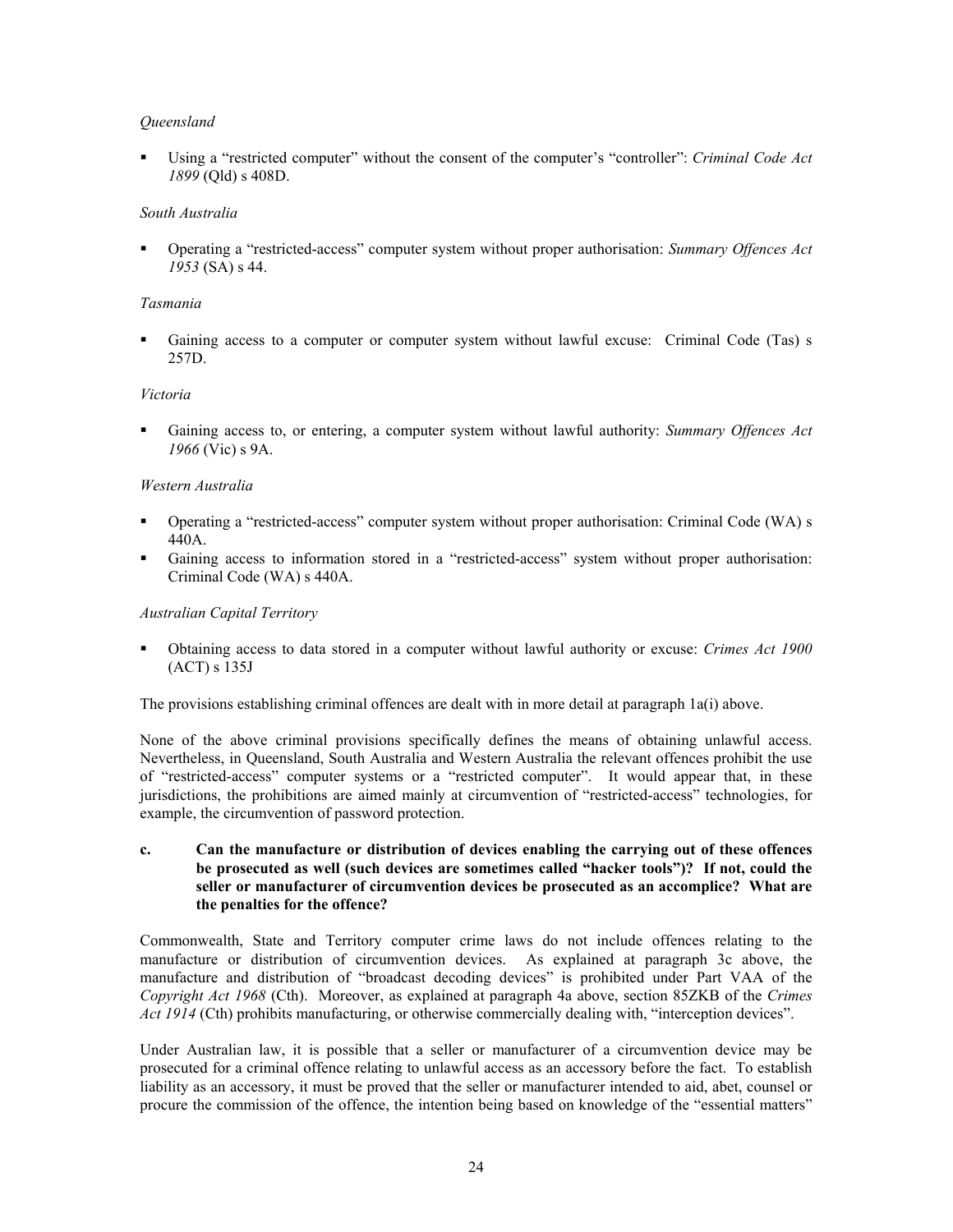*Queensland*

- Using a "restricted computer" without the consent of the computer's "controller": *Criminal Code Act 1899* (Qld) s 408D.

*South Australia*

- Operating a "restricted-access" computer system without proper authorisation: *Summary Offences Act 1953* (SA) s 44.

*Tasmania*

- Gaining access to a computer or computer system without lawful excuse: Criminal Code (Tas) s 257D.

*Victoria*

- Gaining access to, or entering, a computer system without lawful authority: *Summary Offences Act 1966* (Vic) s 9A.

*Western Australia*

- Operating a "restricted-access" computer system without proper authorisation: Criminal Code (WA) s 440A.
- Gaining access to information stored in a "restricted-access" system without proper authorisation: Criminal Code (WA) s 440A.

*Australian Capital Territory*

- Obtaining access to data stored in a computer without lawful authority or excuse: *Crimes Act 1900* (ACT) s 135J

The provisions establishing criminal offences are dealt with in more detail at paragraph 1a(i) above.

None of the above criminal provisions specifically defines the means of obtaining unlawful access. Nevertheless, in Queensland, South Australia and Western Australia the relevant offences prohibit the use of "restricted-access" computer systems or a "restricted computer". It would appear that, in these jurisdictions, the prohibitions are aimed mainly at circumvention of "restricted-access" technologies, for example, the circumvention of password protection.

**c. Can the manufacture or distribution of devices enabling the carrying out of these offences be prosecuted as well (such devices are sometimes called "hacker tools")? If not, could the seller or manufacturer of circumvention devices be prosecuted as an accomplice? What are the penalties for the offence?**

Commonwealth, State and Territory computer crime laws do not include offences relating to the manufacture or distribution of circumvention devices. As explained at paragraph 3c above, the manufacture and distribution of "broadcast decoding devices" is prohibited under Part VAA of the *Copyright Act 1968* (Cth). Moreover, as explained at paragraph 4a above, section 85ZKB of the *Crimes Act 1914* (Cth) prohibits manufacturing, or otherwise commercially dealing with, "interception devices".

Under Australian law, it is possible that a seller or manufacturer of a circumvention device may be prosecuted for a criminal offence relating to unlawful access as an accessory before the fact. To establish liability as an accessory, it must be proved that the seller or manufacturer intended to aid, abet, counsel or procure the commission of the offence, the intention being based on knowledge of the "essential matters"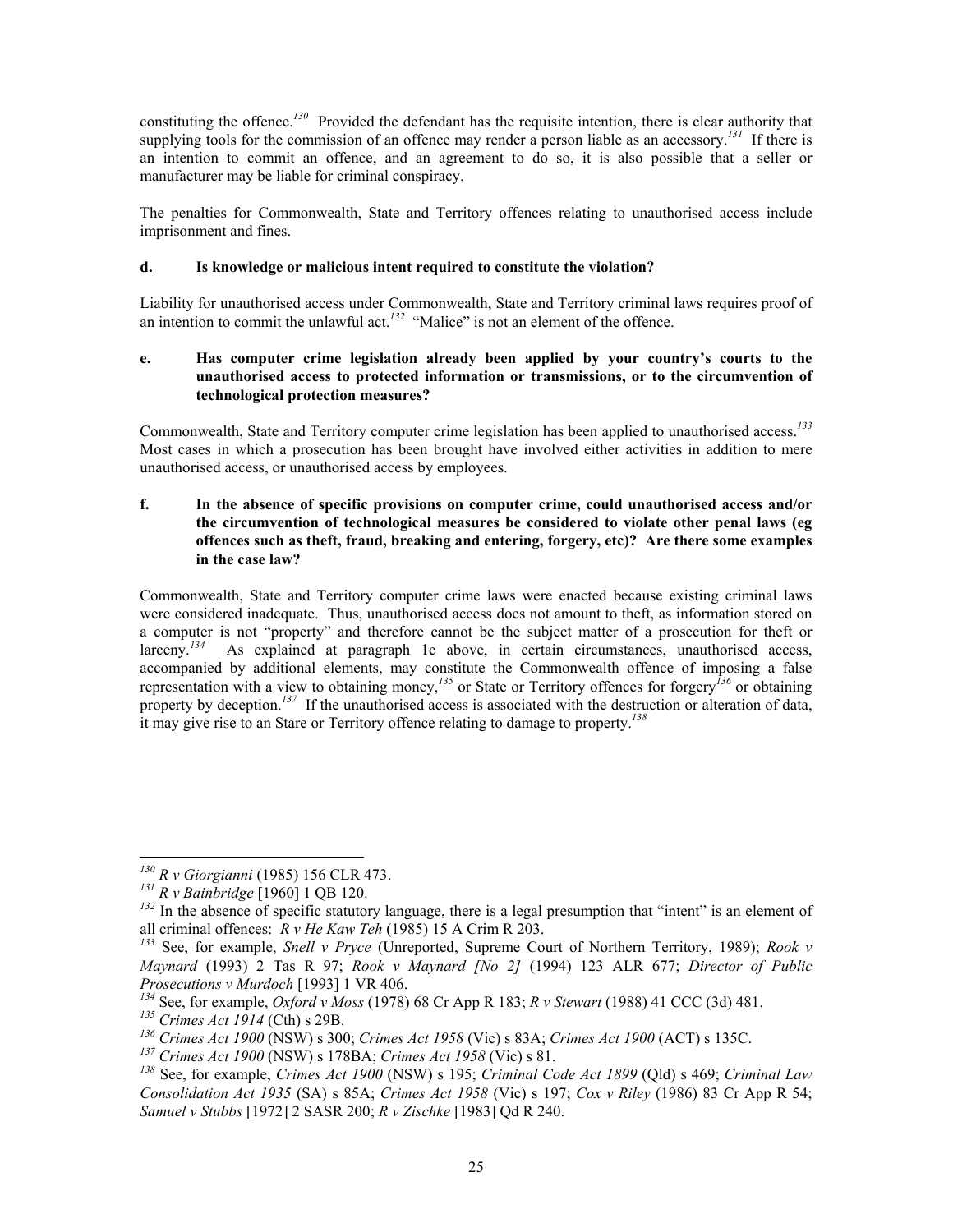constituting the offence.[130] Provided the defendant has the requisite intention, there is clear authority that supplying tools for the commission of an offence may render a person liable as an accessory.[131] If there is an intention to commit an offence, and an agreement to do so, it is also possible that a seller or manufacturer may be liable for criminal conspiracy.

The penalties for Commonwealth, State and Territory offences relating to unauthorised access include imprisonment and fines.

**d. Is knowledge or malicious intent required to constitute the violation?**

Liability for unauthorised access under Commonwealth, State and Territory criminal laws requires proof of an intention to commit the unlawful act.[132] "Malice" is not an element of the offence.

**e. Has computer crime legislation already been applied by your country's courts to the unauthorised access to protected information or transmissions, or to the circumvention of technological protection measures?**

Commonwealth, State and Territory computer crime legislation has been applied to unauthorised access.[133] Most cases in which a prosecution has been brought have involved either activities in addition to mere unauthorised access, or unauthorised access by employees.

**f. In the absence of specific provisions on computer crime, could unauthorised access and/or the circumvention of technological measures be considered to violate other penal laws (eg offences such as theft, fraud, breaking and entering, forgery, etc)? Are there some examples in the case law?**

Commonwealth, State and Territory computer crime laws were enacted because existing criminal laws were considered inadequate. Thus, unauthorised access does not amount to theft, as information stored on a computer is not "property" and therefore cannot be the subject matter of a prosecution for theft or larceny.[134] As explained at paragraph 1c above, in certain circumstances, unauthorised access, accompanied by additional elements, may constitute the Commonwealth offence of imposing a false representation with a view to obtaining money,[135] or State or Territory offences for forgery[136] or obtaining property by deception.[137] If the unauthorised access is associated with the destruction or alteration of data, it may give rise to an Stare or Territory offence relating to damage to property.[138]

---

[130] *R v Giorgianni* (1985) 156 CLR 473.

[131] *R v Bainbridge* [1960] 1 QB 120.

[132] In the absence of specific statutory language, there is a legal presumption that "intent" is an element of all criminal offences: *R v He Kaw Teh* (1985) 15 A Crim R 203.

[133] See, for example, *Snell v Pryce* (Unreported, Supreme Court of Northern Territory, 1989); *Rook v Maynard* (1993) 2 Tas R 97; *Rook v Maynard [No 2]* (1994) 123 ALR 677; *Director of Public Prosecutions v Murdoch* [1993] 1 VR 406.

[134] See, for example, *Oxford v Moss* (1978) 68 Cr App R 183; *R v Stewart* (1988) 41 CCC (3d) 481.

[135] *Crimes Act 1914* (Cth) s 29B.

[136] *Crimes Act 1900* (NSW) s 300; *Crimes Act 1958* (Vic) s 83A; *Crimes Act 1900* (ACT) s 135C.

[137] *Crimes Act 1900* (NSW) s 178BA; *Crimes Act 1958* (Vic) s 81.

[138] See, for example, *Crimes Act 1900* (NSW) s 195; *Criminal Code Act 1899* (Qld) s 469; *Criminal Law Consolidation Act 1935* (SA) s 85A; *Crimes Act 1958* (Vic) s 197; *Cox v Riley* (1986) 83 Cr App R 54; *Samuel v Stubbs* [1972] 2 SASR 200; *R v Zischke* [1983] Qd R 240.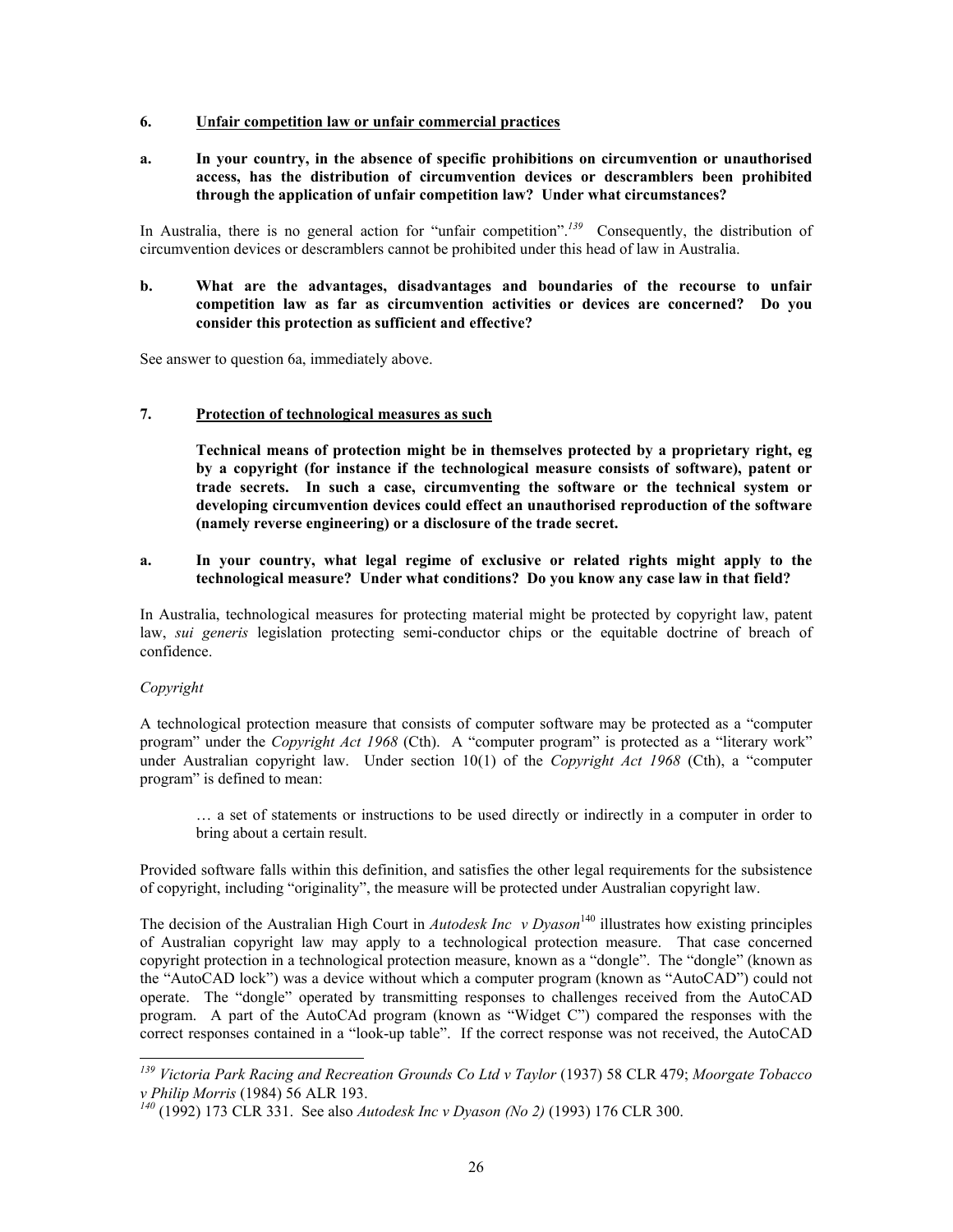**6. Unfair competition law or unfair commercial practices**

**a. In your country, in the absence of specific prohibitions on circumvention or unauthorised access, has the distribution of circumvention devices or descramblers been prohibited through the application of unfair competition law? Under what circumstances?**

In Australia, there is no general action for "unfair competition".[139] Consequently, the distribution of circumvention devices or descramblers cannot be prohibited under this head of law in Australia.

**b. What are the advantages, disadvantages and boundaries of the recourse to unfair competition law as far as circumvention activities or devices are concerned? Do you consider this protection as sufficient and effective?**

See answer to question 6a, immediately above.

**7. Protection of technological measures as such**

**Technical means of protection might be in themselves protected by a proprietary right, eg by a copyright (for instance if the technological measure consists of software), patent or trade secrets. In such a case, circumventing the software or the technical system or developing circumvention devices could effect an unauthorised reproduction of the software (namely reverse engineering) or a disclosure of the trade secret.**

**a. In your country, what legal regime of exclusive or related rights might apply to the technological measure? Under what conditions? Do you know any case law in that field?**

In Australia, technological measures for protecting material might be protected by copyright law, patent law, *sui generis* legislation protecting semi-conductor chips or the equitable doctrine of breach of confidence.

*Copyright*

A technological protection measure that consists of computer software may be protected as a "computer program" under the *Copyright Act 1968* (Cth). A "computer program" is protected as a "literary work" under Australian copyright law. Under section 10(1) of the *Copyright Act 1968* (Cth), a "computer program" is defined to mean:

> … a set of statements or instructions to be used directly or indirectly in a computer in order to bring about a certain result.

Provided software falls within this definition, and satisfies the other legal requirements for the subsistence of copyright, including "originality", the measure will be protected under Australian copyright law.

The decision of the Australian High Court in *Autodesk Inc v Dyason*[140] illustrates how existing principles of Australian copyright law may apply to a technological protection measure. That case concerned copyright protection in a technological protection measure, known as a "dongle". The "dongle" (known as the "AutoCAD lock") was a device without which a computer program (known as "AutoCAD") could not operate. The "dongle" operated by transmitting responses to challenges received from the AutoCAD program. A part of the AutoCAd program (known as "Widget C") compared the responses with the correct responses contained in a "look-up table". If the correct response was not received, the AutoCAD

---

[139] *Victoria Park Racing and Recreation Grounds Co Ltd v Taylor* (1937) 58 CLR 479; *Moorgate Tobacco v Philip Morris* (1984) 56 ALR 193.

[140] (1992) 173 CLR 331. See also *Autodesk Inc v Dyason (No 2)* (1993) 176 CLR 300.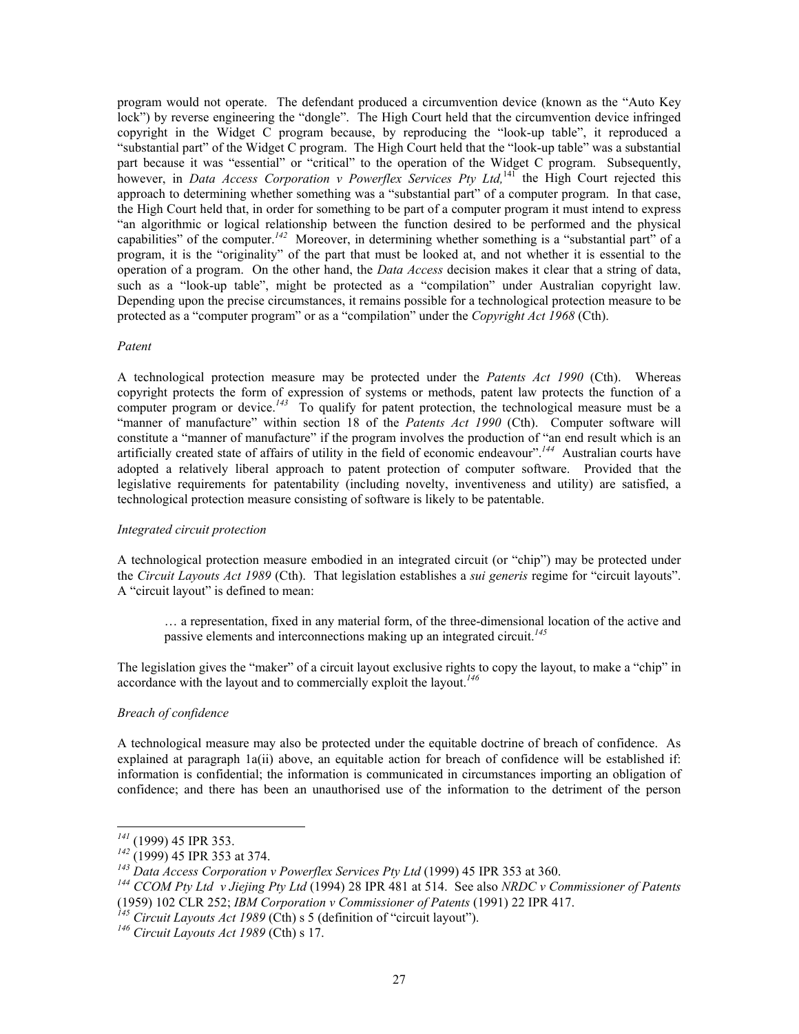program would not operate. The defendant produced a circumvention device (known as the "Auto Key lock") by reverse engineering the "dongle". The High Court held that the circumvention device infringed copyright in the Widget C program because, by reproducing the "look-up table", it reproduced a "substantial part" of the Widget C program. The High Court held that the "look-up table" was a substantial part because it was "essential" or "critical" to the operation of the Widget C program. Subsequently, however, in *Data Access Corporation v Powerflex Services Pty Ltd,*[141] the High Court rejected this approach to determining whether something was a "substantial part" of a computer program. In that case, the High Court held that, in order for something to be part of a computer program it must intend to express "an algorithmic or logical relationship between the function desired to be performed and the physical capabilities" of the computer.[142] Moreover, in determining whether something is a "substantial part" of a program, it is the "originality" of the part that must be looked at, and not whether it is essential to the operation of a program. On the other hand, the *Data Access* decision makes it clear that a string of data, such as a "look-up table", might be protected as a "compilation" under Australian copyright law. Depending upon the precise circumstances, it remains possible for a technological protection measure to be protected as a "computer program" or as a "compilation" under the *Copyright Act 1968* (Cth).

*Patent*

A technological protection measure may be protected under the *Patents Act 1990* (Cth). Whereas copyright protects the form of expression of systems or methods, patent law protects the function of a computer program or device.[143] To qualify for patent protection, the technological measure must be a "manner of manufacture" within section 18 of the *Patents Act 1990* (Cth). Computer software will constitute a "manner of manufacture" if the program involves the production of "an end result which is an artificially created state of affairs of utility in the field of economic endeavour".[144] Australian courts have adopted a relatively liberal approach to patent protection of computer software. Provided that the legislative requirements for patentability (including novelty, inventiveness and utility) are satisfied, a technological protection measure consisting of software is likely to be patentable.

*Integrated circuit protection*

A technological protection measure embodied in an integrated circuit (or "chip") may be protected under the *Circuit Layouts Act 1989* (Cth). That legislation establishes a *sui generis* regime for "circuit layouts". A "circuit layout" is defined to mean:

> … a representation, fixed in any material form, of the three-dimensional location of the active and passive elements and interconnections making up an integrated circuit.[145]

The legislation gives the "maker" of a circuit layout exclusive rights to copy the layout, to make a "chip" in accordance with the layout and to commercially exploit the layout.[146]

*Breach of confidence*

A technological measure may also be protected under the equitable doctrine of breach of confidence. As explained at paragraph 1a(ii) above, an equitable action for breach of confidence will be established if: information is confidential; the information is communicated in circumstances importing an obligation of confidence; and there has been an unauthorised use of the information to the detriment of the person

---

[141] (1999) 45 IPR 353.

[142] (1999) 45 IPR 353 at 374.

[143] *Data Access Corporation v Powerflex Services Pty Ltd* (1999) 45 IPR 353 at 360.

[144] *CCOM Pty Ltd v Jiejing Pty Ltd* (1994) 28 IPR 481 at 514. See also *NRDC v Commissioner of Patents* (1959) 102 CLR 252; *IBM Corporation v Commissioner of Patents* (1991) 22 IPR 417.

[145] *Circuit Layouts Act 1989* (Cth) s 5 (definition of "circuit layout").

[146] *Circuit Layouts Act 1989* (Cth) s 17.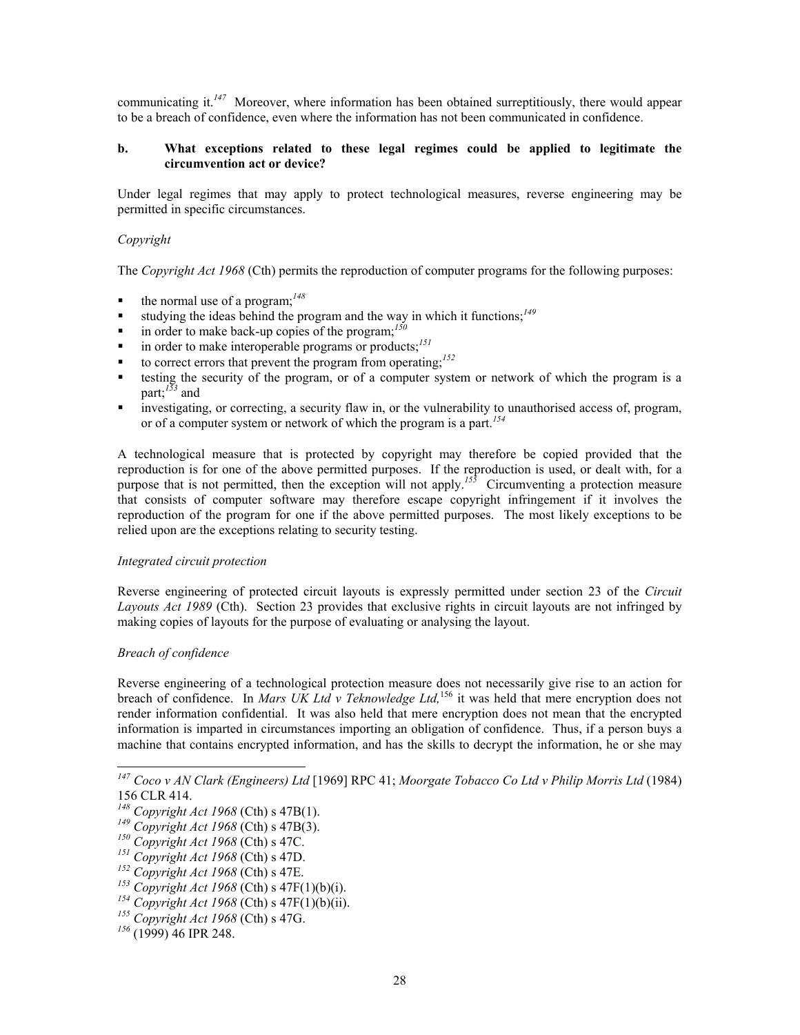communicating it.[147] Moreover, where information has been obtained surreptitiously, there would appear to be a breach of confidence, even where the information has not been communicated in confidence.

**b. What exceptions related to these legal regimes could be applied to legitimate the circumvention act or device?**

Under legal regimes that may apply to protect technological measures, reverse engineering may be permitted in specific circumstances.

*Copyright*

The *Copyright Act 1968* (Cth) permits the reproduction of computer programs for the following purposes:

- the normal use of a program;[148]
- studying the ideas behind the program and the way in which it functions;[149]
- in order to make back-up copies of the program;[150]
- in order to make interoperable programs or products;[151]
- to correct errors that prevent the program from operating;[152]
- testing the security of the program, or of a computer system or network of which the program is a part;[153] and
- investigating, or correcting, a security flaw in, or the vulnerability to unauthorised access of, program, or of a computer system or network of which the program is a part.[154]

A technological measure that is protected by copyright may therefore be copied provided that the reproduction is for one of the above permitted purposes. If the reproduction is used, or dealt with, for a purpose that is not permitted, then the exception will not apply.[155] Circumventing a protection measure that consists of computer software may therefore escape copyright infringement if it involves the reproduction of the program for one if the above permitted purposes. The most likely exceptions to be relied upon are the exceptions relating to security testing.

*Integrated circuit protection*

Reverse engineering of protected circuit layouts is expressly permitted under section 23 of the *Circuit Layouts Act 1989* (Cth). Section 23 provides that exclusive rights in circuit layouts are not infringed by making copies of layouts for the purpose of evaluating or analysing the layout.

*Breach of confidence*

Reverse engineering of a technological protection measure does not necessarily give rise to an action for breach of confidence. In *Mars UK Ltd v Teknowledge Ltd,*[156] it was held that mere encryption does not render information confidential. It was also held that mere encryption does not mean that the encrypted information is imparted in circumstances importing an obligation of confidence. Thus, if a person buys a machine that contains encrypted information, and has the skills to decrypt the information, he or she may

---

[147] *Coco v AN Clark (Engineers) Ltd* [1969] RPC 41; *Moorgate Tobacco Co Ltd v Philip Morris Ltd* (1984) 156 CLR 414.

[148] *Copyright Act 1968* (Cth) s 47B(1).

[149] *Copyright Act 1968* (Cth) s 47B(3).

[150] *Copyright Act 1968* (Cth) s 47C.

[151] *Copyright Act 1968* (Cth) s 47D.

[152] *Copyright Act 1968* (Cth) s 47E.

[153] *Copyright Act 1968* (Cth) s 47F(1)(b)(i).

[154] *Copyright Act 1968* (Cth) s 47F(1)(b)(ii).

[155] *Copyright Act 1968* (Cth) s 47G.

[156] (1999) 46 IPR 248.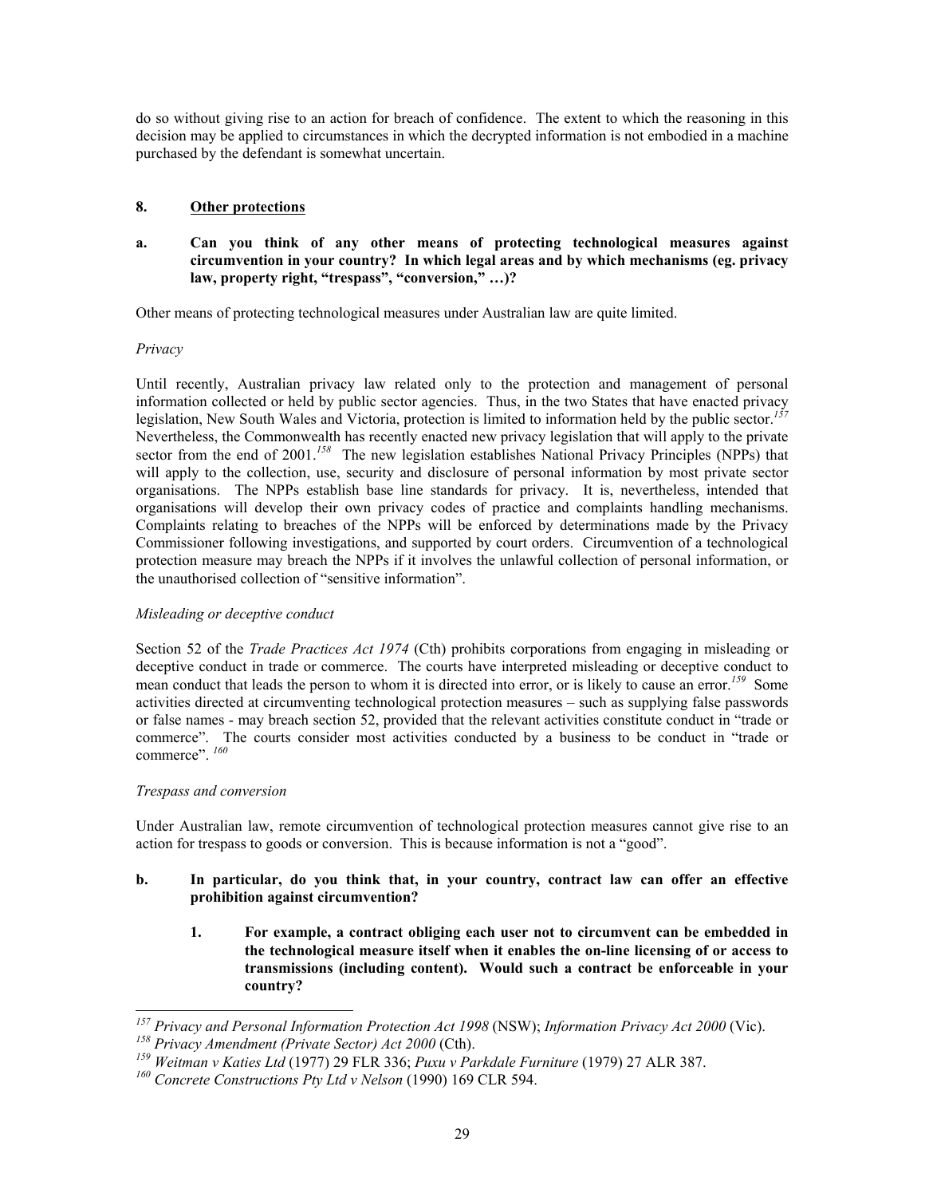do so without giving rise to an action for breach of confidence. The extent to which the reasoning in this decision may be applied to circumstances in which the decrypted information is not embodied in a machine purchased by the defendant is somewhat uncertain.

## 8. Other protections

**a. Can you think of any other means of protecting technological measures against circumvention in your country? In which legal areas and by which mechanisms (eg. privacy law, property right, "trespass", "conversion," …)?**

Other means of protecting technological measures under Australian law are quite limited.

*Privacy*

Until recently, Australian privacy law related only to the protection and management of personal information collected or held by public sector agencies. Thus, in the two States that have enacted privacy legislation, New South Wales and Victoria, protection is limited to information held by the public sector.[157] Nevertheless, the Commonwealth has recently enacted new privacy legislation that will apply to the private sector from the end of 2001.[158] The new legislation establishes National Privacy Principles (NPPs) that will apply to the collection, use, security and disclosure of personal information by most private sector organisations. The NPPs establish base line standards for privacy. It is, nevertheless, intended that organisations will develop their own privacy codes of practice and complaints handling mechanisms. Complaints relating to breaches of the NPPs will be enforced by determinations made by the Privacy Commissioner following investigations, and supported by court orders. Circumvention of a technological protection measure may breach the NPPs if it involves the unlawful collection of personal information, or the unauthorised collection of "sensitive information".

*Misleading or deceptive conduct*

Section 52 of the *Trade Practices Act 1974* (Cth) prohibits corporations from engaging in misleading or deceptive conduct in trade or commerce. The courts have interpreted misleading or deceptive conduct to mean conduct that leads the person to whom it is directed into error, or is likely to cause an error.[159] Some activities directed at circumventing technological protection measures – such as supplying false passwords or false names - may breach section 52, provided that the relevant activities constitute conduct in "trade or commerce". The courts consider most activities conducted by a business to be conduct in "trade or commerce".[160]

*Trespass and conversion*

Under Australian law, remote circumvention of technological protection measures cannot give rise to an action for trespass to goods or conversion. This is because information is not a "good".

**b. In particular, do you think that, in your country, contract law can offer an effective prohibition against circumvention?**

**1. For example, a contract obliging each user not to circumvent can be embedded in the technological measure itself when it enables the on-line licensing of or access to transmissions (including content). Would such a contract be enforceable in your country?**

---

[157] *Privacy and Personal Information Protection Act 1998* (NSW); *Information Privacy Act 2000* (Vic).

[158] *Privacy Amendment (Private Sector) Act 2000* (Cth).

[159] *Weitman v Katies Ltd* (1977) 29 FLR 336; *Puxu v Parkdale Furniture* (1979) 27 ALR 387.

[160] *Concrete Constructions Pty Ltd v Nelson* (1990) 169 CLR 594.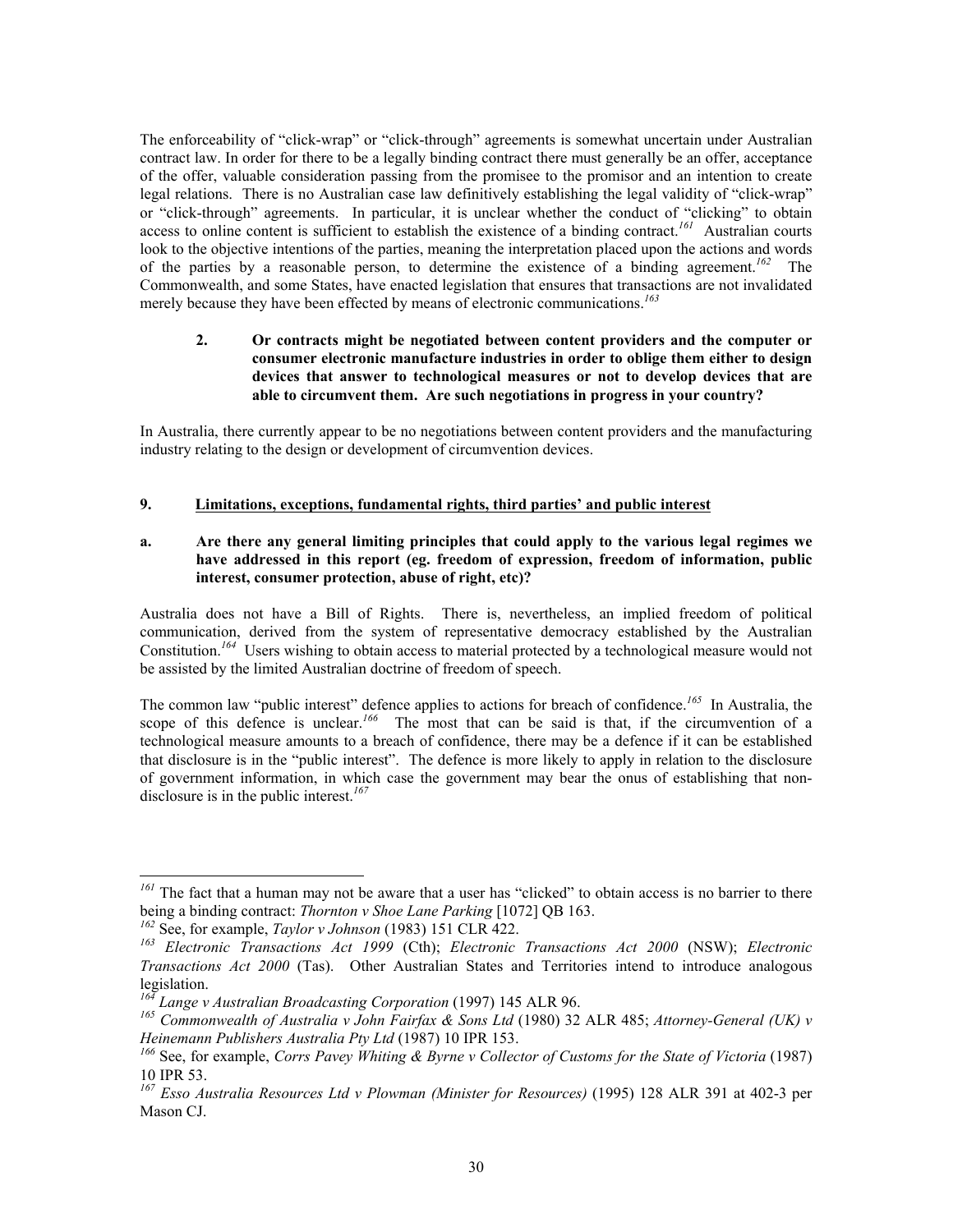The enforceability of "click-wrap" or "click-through" agreements is somewhat uncertain under Australian contract law. In order for there to be a legally binding contract there must generally be an offer, acceptance of the offer, valuable consideration passing from the promisee to the promisor and an intention to create legal relations. There is no Australian case law definitively establishing the legal validity of "click-wrap" or "click-through" agreements. In particular, it is unclear whether the conduct of "clicking" to obtain access to online content is sufficient to establish the existence of a binding contract.[161] Australian courts look to the objective intentions of the parties, meaning the interpretation placed upon the actions and words of the parties by a reasonable person, to determine the existence of a binding agreement.[162] The Commonwealth, and some States, have enacted legislation that ensures that transactions are not invalidated merely because they have been effected by means of electronic communications.[163]

> **2. Or contracts might be negotiated between content providers and the computer or consumer electronic manufacture industries in order to oblige them either to design devices that answer to technological measures or not to develop devices that are able to circumvent them. Are such negotiations in progress in your country?**

In Australia, there currently appear to be no negotiations between content providers and the manufacturing industry relating to the design or development of circumvention devices.

## 9. Limitations, exceptions, fundamental rights, third parties' and public interest

### a. Are there any general limiting principles that could apply to the various legal regimes we have addressed in this report (eg. freedom of expression, freedom of information, public interest, consumer protection, abuse of right, etc)?

Australia does not have a Bill of Rights. There is, nevertheless, an implied freedom of political communication, derived from the system of representative democracy established by the Australian Constitution.[164] Users wishing to obtain access to material protected by a technological measure would not be assisted by the limited Australian doctrine of freedom of speech.

The common law "public interest" defence applies to actions for breach of confidence.[165] In Australia, the scope of this defence is unclear.[166] The most that can be said is that, if the circumvention of a technological measure amounts to a breach of confidence, there may be a defence if it can be established that disclosure is in the "public interest". The defence is more likely to apply in relation to the disclosure of government information, in which case the government may bear the onus of establishing that non-disclosure is in the public interest.[167]

---

[161] The fact that a human may not be aware that a user has "clicked" to obtain access is no barrier to there being a binding contract: *Thornton v Shoe Lane Parking* [1072] QB 163.

[162] See, for example, *Taylor v Johnson* (1983) 151 CLR 422.

[163] *Electronic Transactions Act 1999* (Cth); *Electronic Transactions Act 2000* (NSW); *Electronic Transactions Act 2000* (Tas). Other Australian States and Territories intend to introduce analogous legislation.

[164] *Lange v Australian Broadcasting Corporation* (1997) 145 ALR 96.

[165] *Commonwealth of Australia v John Fairfax & Sons Ltd* (1980) 32 ALR 485; *Attorney-General (UK) v Heinemann Publishers Australia Pty Ltd* (1987) 10 IPR 153.

[166] See, for example, *Corrs Pavey Whiting & Byrne v Collector of Customs for the State of Victoria* (1987) 10 IPR 53.

[167] *Esso Australia Resources Ltd v Plowman (Minister for Resources)* (1995) 128 ALR 391 at 402-3 per Mason CJ.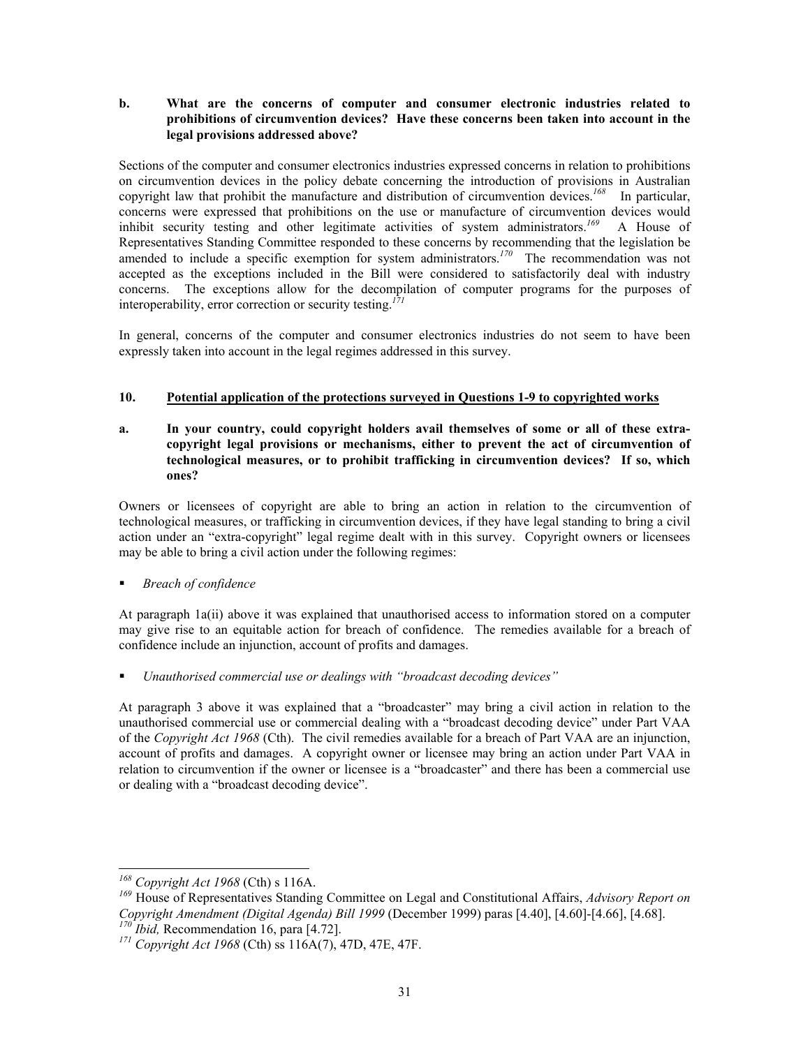**b. What are the concerns of computer and consumer electronic industries related to prohibitions of circumvention devices? Have these concerns been taken into account in the legal provisions addressed above?**

Sections of the computer and consumer electronics industries expressed concerns in relation to prohibitions on circumvention devices in the policy debate concerning the introduction of provisions in Australian copyright law that prohibit the manufacture and distribution of circumvention devices.[168] In particular, concerns were expressed that prohibitions on the use or manufacture of circumvention devices would inhibit security testing and other legitimate activities of system administrators.[169] A House of Representatives Standing Committee responded to these concerns by recommending that the legislation be amended to include a specific exemption for system administrators.[170] The recommendation was not accepted as the exceptions included in the Bill were considered to satisfactorily deal with industry concerns. The exceptions allow for the decompilation of computer programs for the purposes of interoperability, error correction or security testing.[171]

In general, concerns of the computer and consumer electronics industries do not seem to have been expressly taken into account in the legal regimes addressed in this survey.

## 10. <u>Potential application of the protections surveyed in Questions 1-9 to copyrighted works</u>

**a. In your country, could copyright holders avail themselves of some or all of these extra-copyright legal provisions or mechanisms, either to prevent the act of circumvention of technological measures, or to prohibit trafficking in circumvention devices? If so, which ones?**

Owners or licensees of copyright are able to bring an action in relation to the circumvention of technological measures, or trafficking in circumvention devices, if they have legal standing to bring a civil action under an "extra-copyright" legal regime dealt with in this survey. Copyright owners or licensees may be able to bring a civil action under the following regimes:

- *Breach of confidence*

At paragraph 1a(ii) above it was explained that unauthorised access to information stored on a computer may give rise to an equitable action for breach of confidence. The remedies available for a breach of confidence include an injunction, account of profits and damages.

- *Unauthorised commercial use or dealings with "broadcast decoding devices"*

At paragraph 3 above it was explained that a "broadcaster" may bring a civil action in relation to the unauthorised commercial use or commercial dealing with a "broadcast decoding device" under Part VAA of the *Copyright Act 1968* (Cth). The civil remedies available for a breach of Part VAA are an injunction, account of profits and damages. A copyright owner or licensee may bring an action under Part VAA in relation to circumvention if the owner or licensee is a "broadcaster" and there has been a commercial use or dealing with a "broadcast decoding device".

---

[168] *Copyright Act 1968* (Cth) s 116A.

[169] House of Representatives Standing Committee on Legal and Constitutional Affairs, *Advisory Report on Copyright Amendment (Digital Agenda) Bill 1999* (December 1999) paras [4.40], [4.60]-[4.66], [4.68].

[170] *Ibid,* Recommendation 16, para [4.72].

[171] *Copyright Act 1968* (Cth) ss 116A(7), 47D, 47E, 47F.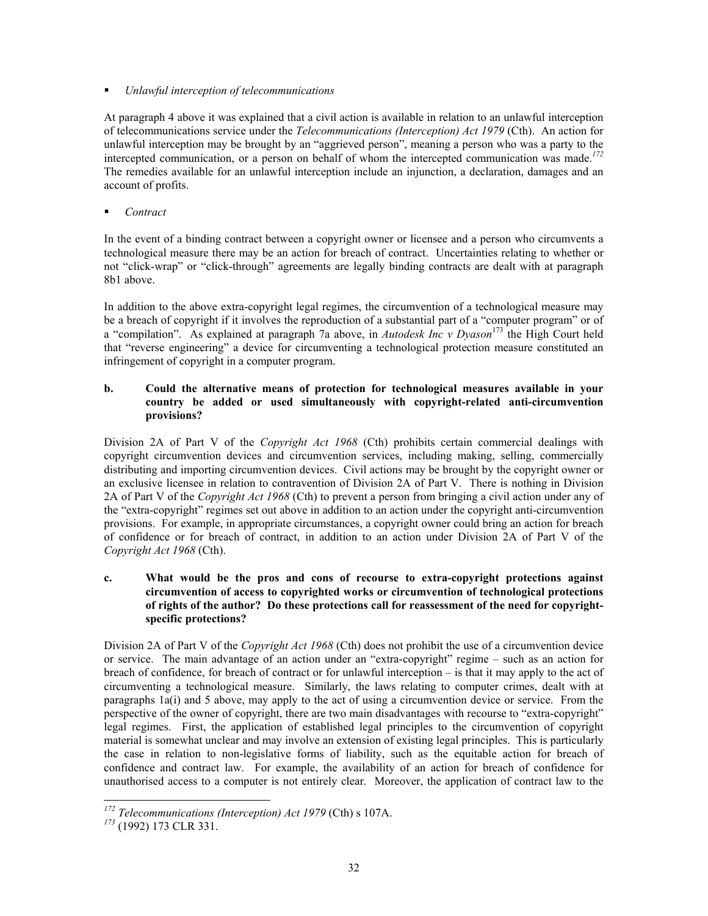- *Unlawful interception of telecommunications*

At paragraph 4 above it was explained that a civil action is available in relation to an unlawful interception of telecommunications service under the *Telecommunications (Interception) Act 1979* (Cth). An action for unlawful interception may be brought by an "aggrieved person", meaning a person who was a party to the intercepted communication, or a person on behalf of whom the intercepted communication was made.[172] The remedies available for an unlawful interception include an injunction, a declaration, damages and an account of profits.

- *Contract*

In the event of a binding contract between a copyright owner or licensee and a person who circumvents a technological measure there may be an action for breach of contract. Uncertainties relating to whether or not "click-wrap" or "click-through" agreements are legally binding contracts are dealt with at paragraph 8b1 above.

In addition to the above extra-copyright legal regimes, the circumvention of a technological measure may be a breach of copyright if it involves the reproduction of a substantial part of a "computer program" or of a "compilation". As explained at paragraph 7a above, in *Autodesk Inc v Dyason*[173] the High Court held that "reverse engineering" a device for circumventing a technological protection measure constituted an infringement of copyright in a computer program.

**b. Could the alternative means of protection for technological measures available in your country be added or used simultaneously with copyright-related anti-circumvention provisions?**

Division 2A of Part V of the *Copyright Act 1968* (Cth) prohibits certain commercial dealings with copyright circumvention devices and circumvention services, including making, selling, commercially distributing and importing circumvention devices. Civil actions may be brought by the copyright owner or an exclusive licensee in relation to contravention of Division 2A of Part V. There is nothing in Division 2A of Part V of the *Copyright Act 1968* (Cth) to prevent a person from bringing a civil action under any of the "extra-copyright" regimes set out above in addition to an action under the copyright anti-circumvention provisions. For example, in appropriate circumstances, a copyright owner could bring an action for breach of confidence or for breach of contract, in addition to an action under Division 2A of Part V of the *Copyright Act 1968* (Cth).

**c. What would be the pros and cons of recourse to extra-copyright protections against circumvention of access to copyrighted works or circumvention of technological protections of rights of the author? Do these protections call for reassessment of the need for copyright-specific protections?**

Division 2A of Part V of the *Copyright Act 1968* (Cth) does not prohibit the use of a circumvention device or service. The main advantage of an action under an "extra-copyright" regime – such as an action for breach of confidence, for breach of contract or for unlawful interception – is that it may apply to the act of circumventing a technological measure. Similarly, the laws relating to computer crimes, dealt with at paragraphs 1a(i) and 5 above, may apply to the act of using a circumvention device or service. From the perspective of the owner of copyright, there are two main disadvantages with recourse to "extra-copyright" legal regimes. First, the application of established legal principles to the circumvention of copyright material is somewhat unclear and may involve an extension of existing legal principles. This is particularly the case in relation to non-legislative forms of liability, such as the equitable action for breach of confidence and contract law. For example, the availability of an action for breach of confidence for unauthorised access to a computer is not entirely clear. Moreover, the application of contract law to the

---

[172] *Telecommunications (Interception) Act 1979* (Cth) s 107A.

[173] (1992) 173 CLR 331.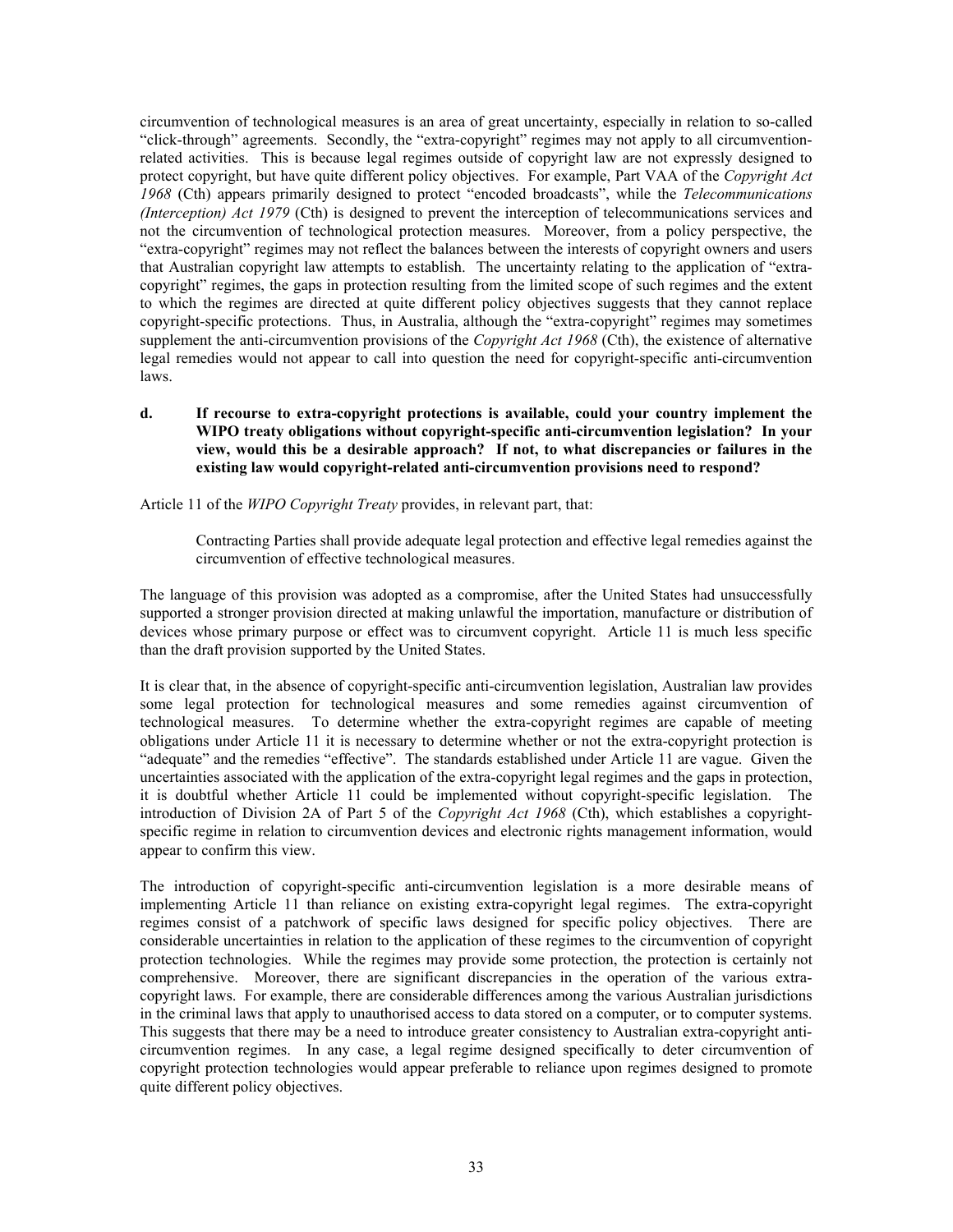circumvention of technological measures is an area of great uncertainty, especially in relation to so-called "click-through" agreements. Secondly, the "extra-copyright" regimes may not apply to all circumvention-related activities. This is because legal regimes outside of copyright law are not expressly designed to protect copyright, but have quite different policy objectives. For example, Part VAA of the *Copyright Act 1968* (Cth) appears primarily designed to protect "encoded broadcasts", while the *Telecommunications (Interception) Act 1979* (Cth) is designed to prevent the interception of telecommunications services and not the circumvention of technological protection measures. Moreover, from a policy perspective, the "extra-copyright" regimes may not reflect the balances between the interests of copyright owners and users that Australian copyright law attempts to establish. The uncertainty relating to the application of "extra-copyright" regimes, the gaps in protection resulting from the limited scope of such regimes and the extent to which the regimes are directed at quite different policy objectives suggests that they cannot replace copyright-specific protections. Thus, in Australia, although the "extra-copyright" regimes may sometimes supplement the anti-circumvention provisions of the *Copyright Act 1968* (Cth), the existence of alternative legal remedies would not appear to call into question the need for copyright-specific anti-circumvention laws.

**d. If recourse to extra-copyright protections is available, could your country implement the WIPO treaty obligations without copyright-specific anti-circumvention legislation? In your view, would this be a desirable approach? If not, to what discrepancies or failures in the existing law would copyright-related anti-circumvention provisions need to respond?**

Article 11 of the *WIPO Copyright Treaty* provides, in relevant part, that:

> Contracting Parties shall provide adequate legal protection and effective legal remedies against the circumvention of effective technological measures.

The language of this provision was adopted as a compromise, after the United States had unsuccessfully supported a stronger provision directed at making unlawful the importation, manufacture or distribution of devices whose primary purpose or effect was to circumvent copyright. Article 11 is much less specific than the draft provision supported by the United States.

It is clear that, in the absence of copyright-specific anti-circumvention legislation, Australian law provides some legal protection for technological measures and some remedies against circumvention of technological measures. To determine whether the extra-copyright regimes are capable of meeting obligations under Article 11 it is necessary to determine whether or not the extra-copyright protection is "adequate" and the remedies "effective". The standards established under Article 11 are vague. Given the uncertainties associated with the application of the extra-copyright legal regimes and the gaps in protection, it is doubtful whether Article 11 could be implemented without copyright-specific legislation. The introduction of Division 2A of Part 5 of the *Copyright Act 1968* (Cth), which establishes a copyright-specific regime in relation to circumvention devices and electronic rights management information, would appear to confirm this view.

The introduction of copyright-specific anti-circumvention legislation is a more desirable means of implementing Article 11 than reliance on existing extra-copyright legal regimes. The extra-copyright regimes consist of a patchwork of specific laws designed for specific policy objectives. There are considerable uncertainties in relation to the application of these regimes to the circumvention of copyright protection technologies. While the regimes may provide some protection, the protection is certainly not comprehensive. Moreover, there are significant discrepancies in the operation of the various extra-copyright laws. For example, there are considerable differences among the various Australian jurisdictions in the criminal laws that apply to unauthorised access to data stored on a computer, or to computer systems. This suggests that there may be a need to introduce greater consistency to Australian extra-copyright anti-circumvention regimes. In any case, a legal regime designed specifically to deter circumvention of copyright protection technologies would appear preferable to reliance upon regimes designed to promote quite different policy objectives.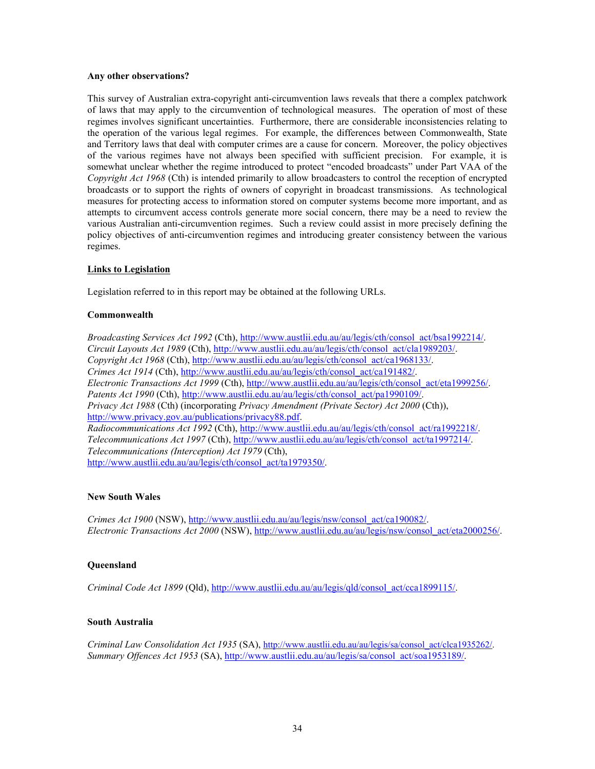**Any other observations?**

This survey of Australian extra-copyright anti-circumvention laws reveals that there a complex patchwork of laws that may apply to the circumvention of technological measures. The operation of most of these regimes involves significant uncertainties. Furthermore, there are considerable inconsistencies relating to the operation of the various legal regimes. For example, the differences between Commonwealth, State and Territory laws that deal with computer crimes are a cause for concern. Moreover, the policy objectives of the various regimes have not always been specified with sufficient precision. For example, it is somewhat unclear whether the regime introduced to protect "encoded broadcasts" under Part VAA of the *Copyright Act 1968* (Cth) is intended primarily to allow broadcasters to control the reception of encrypted broadcasts or to support the rights of owners of copyright in broadcast transmissions. As technological measures for protecting access to information stored on computer systems become more important, and as attempts to circumvent access controls generate more social concern, there may be a need to review the various Australian anti-circumvention regimes. Such a review could assist in more precisely defining the policy objectives of anti-circumvention regimes and introducing greater consistency between the various regimes.

**Links to Legislation**

Legislation referred to in this report may be obtained at the following URLs.

**Commonwealth**

*Broadcasting Services Act 1992* (Cth), http://www.austlii.edu.au/au/legis/cth/consol_act/bsa1992214/.
*Circuit Layouts Act 1989* (Cth), http://www.austlii.edu.au/au/legis/cth/consol_act/cla1989203/.
*Copyright Act 1968* (Cth), http://www.austlii.edu.au/au/legis/cth/consol_act/ca1968133/.
*Crimes Act 1914* (Cth), http://www.austlii.edu.au/au/legis/cth/consol_act/ca191482/.
*Electronic Transactions Act 1999* (Cth), http://www.austlii.edu.au/au/legis/cth/consol_act/eta1999256/.
*Patents Act 1990* (Cth), http://www.austlii.edu.au/au/legis/cth/consol_act/pa1990109/.
*Privacy Act 1988* (Cth) (incorporating *Privacy Amendment (Private Sector) Act 2000* (Cth)), http://www.privacy.gov.au/publications/privacy88.pdf.
*Radiocommunications Act 1992* (Cth), http://www.austlii.edu.au/au/legis/cth/consol_act/ra1992218/.
*Telecommunications Act 1997* (Cth), http://www.austlii.edu.au/au/legis/cth/consol_act/ta1997214/.
*Telecommunications (Interception) Act 1979* (Cth), http://www.austlii.edu.au/au/legis/cth/consol_act/ta1979350/.

**New South Wales**

*Crimes Act 1900* (NSW), http://www.austlii.edu.au/au/legis/nsw/consol_act/ca190082/.
*Electronic Transactions Act 2000* (NSW), http://www.austlii.edu.au/au/legis/nsw/consol_act/eta2000256/.

**Queensland**

*Criminal Code Act 1899* (Qld), http://www.austlii.edu.au/au/legis/qld/consol_act/cca1899115/.

**South Australia**

*Criminal Law Consolidation Act 1935* (SA), http://www.austlii.edu.au/au/legis/sa/consol_act/clca1935262/.
*Summary Offences Act 1953* (SA), http://www.austlii.edu.au/au/legis/sa/consol_act/soa1953189/.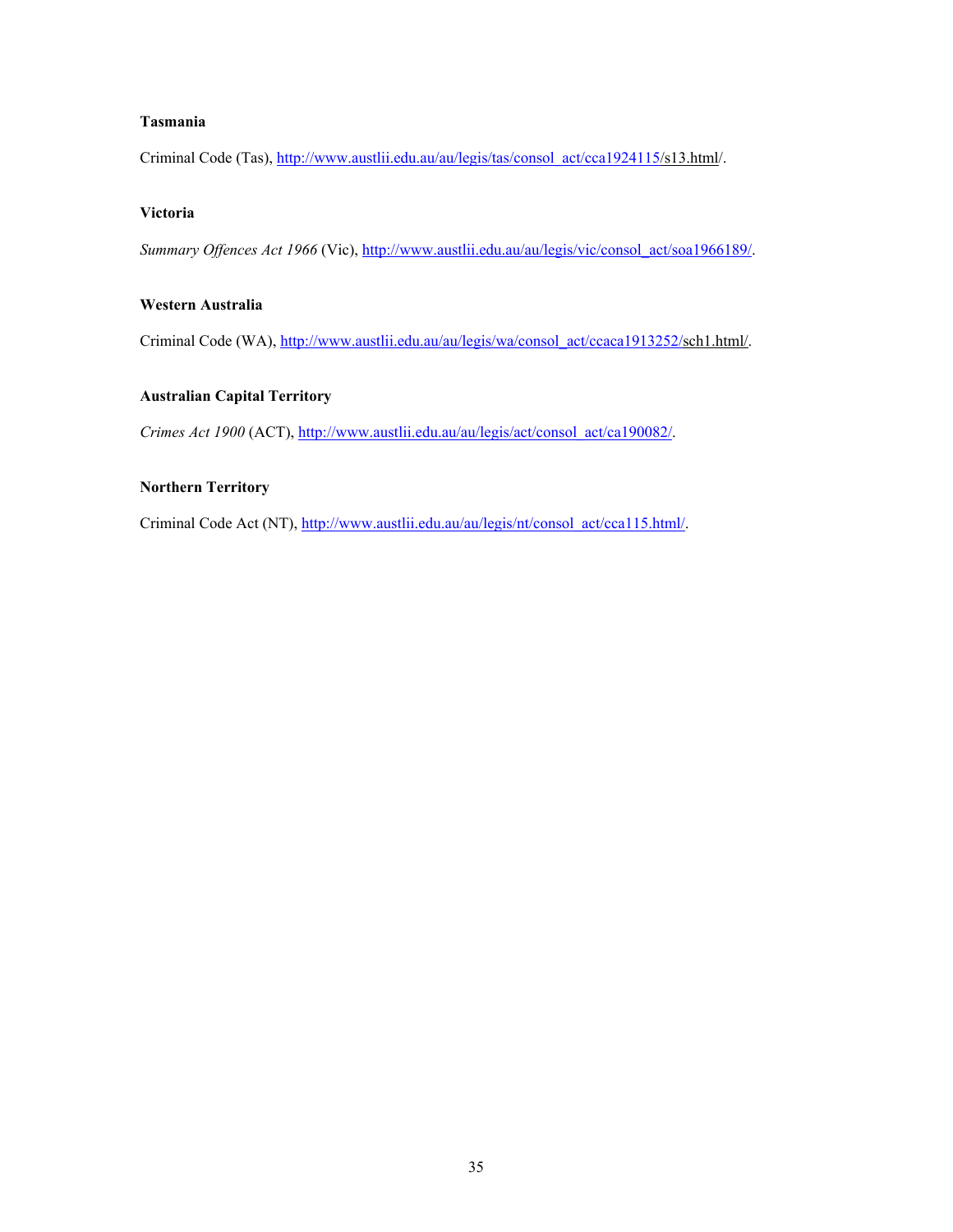**Tasmania**

Criminal Code (Tas), http://www.austlii.edu.au/au/legis/tas/consol_act/cca1924115/s13.html/.

**Victoria**

*Summary Offences Act 1966* (Vic), http://www.austlii.edu.au/au/legis/vic/consol_act/soa1966189/.

**Western Australia**

Criminal Code (WA), http://www.austlii.edu.au/au/legis/wa/consol_act/ccaca1913252/sch1.html/.

**Australian Capital Territory**

*Crimes Act 1900* (ACT), http://www.austlii.edu.au/au/legis/act/consol_act/ca190082/.

**Northern Territory**

Criminal Code Act (NT), http://www.austlii.edu.au/au/legis/nt/consol_act/cca115.html/.